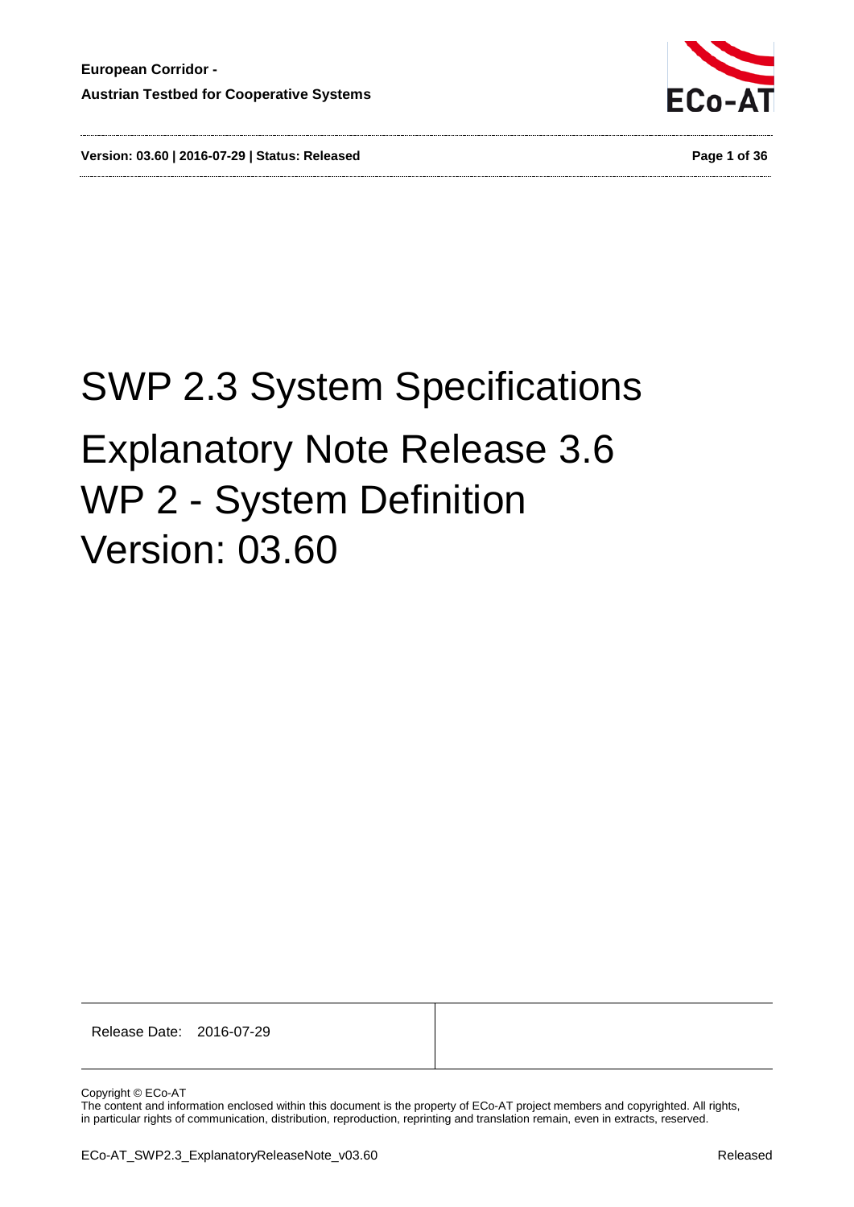# SWP 2.3 System Specifications

# Explanatory Note Release 3.6

# WP 2 - System Definition

# Version: 03.60

| Release Date: 2016-07-29 | |
|---|---|

Copyright © ECo-AT

The content and information enclosed within this document is the property of ECo-AT project members and copyrighted. All rights, in particular rights of communication, distribution, reproduction, reprinting and translation remain, even in extracts, reserved.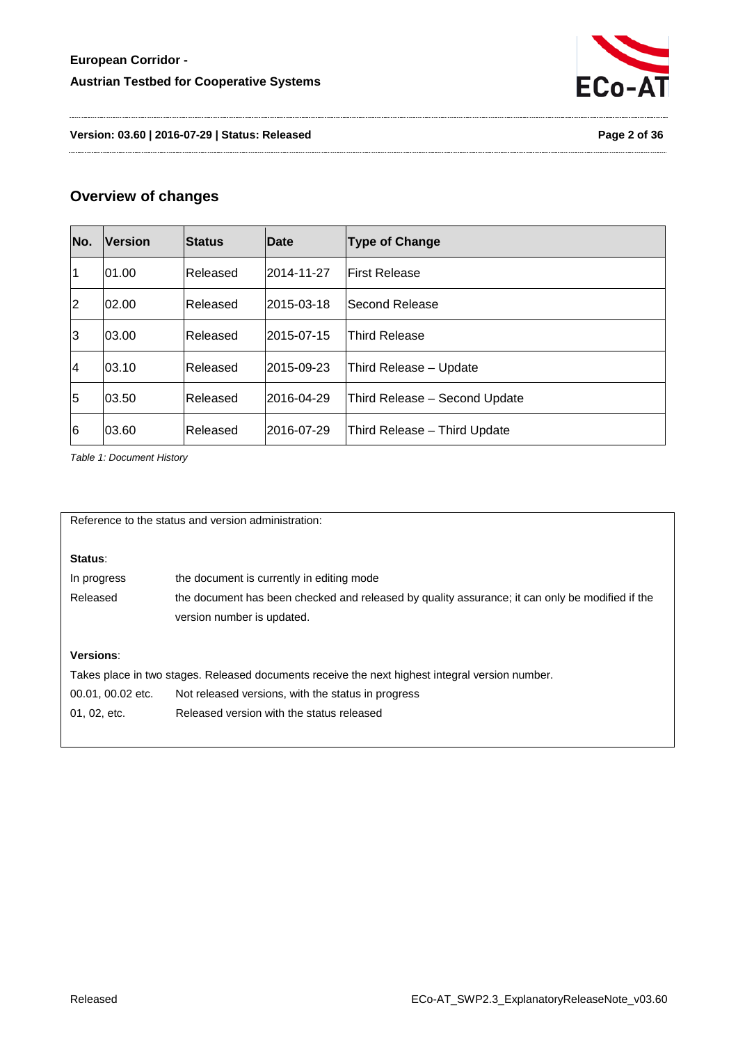## Overview of changes

| No. | Version | Status | Date | Type of Change |
| --- | --- | --- | --- | --- |
| 1 | 01.00 | Released | 2014-11-27 | First Release |
| 2 | 02.00 | Released | 2015-03-18 | Second Release |
| 3 | 03.00 | Released | 2015-07-15 | Third Release |
| 4 | 03.10 | Released | 2015-09-23 | Third Release – Update |
| 5 | 03.50 | Released | 2016-04-29 | Third Release – Second Update |
| 6 | 03.60 | Released | 2016-07-29 | Third Release – Third Update |

*Table 1: Document History*

Reference to the status and version administration:

**Status**:

| | |
| --- | --- |
| In progress | the document is currently in editing mode |
| Released | the document has been checked and released by quality assurance; it can only be modified if the version number is updated. |

**Versions**:

Takes place in two stages. Released documents receive the next highest integral version number.

| | |
| --- | --- |
| 00.01, 00.02 etc. | Not released versions, with the status in progress |
| 01, 02, etc. | Released version with the status released |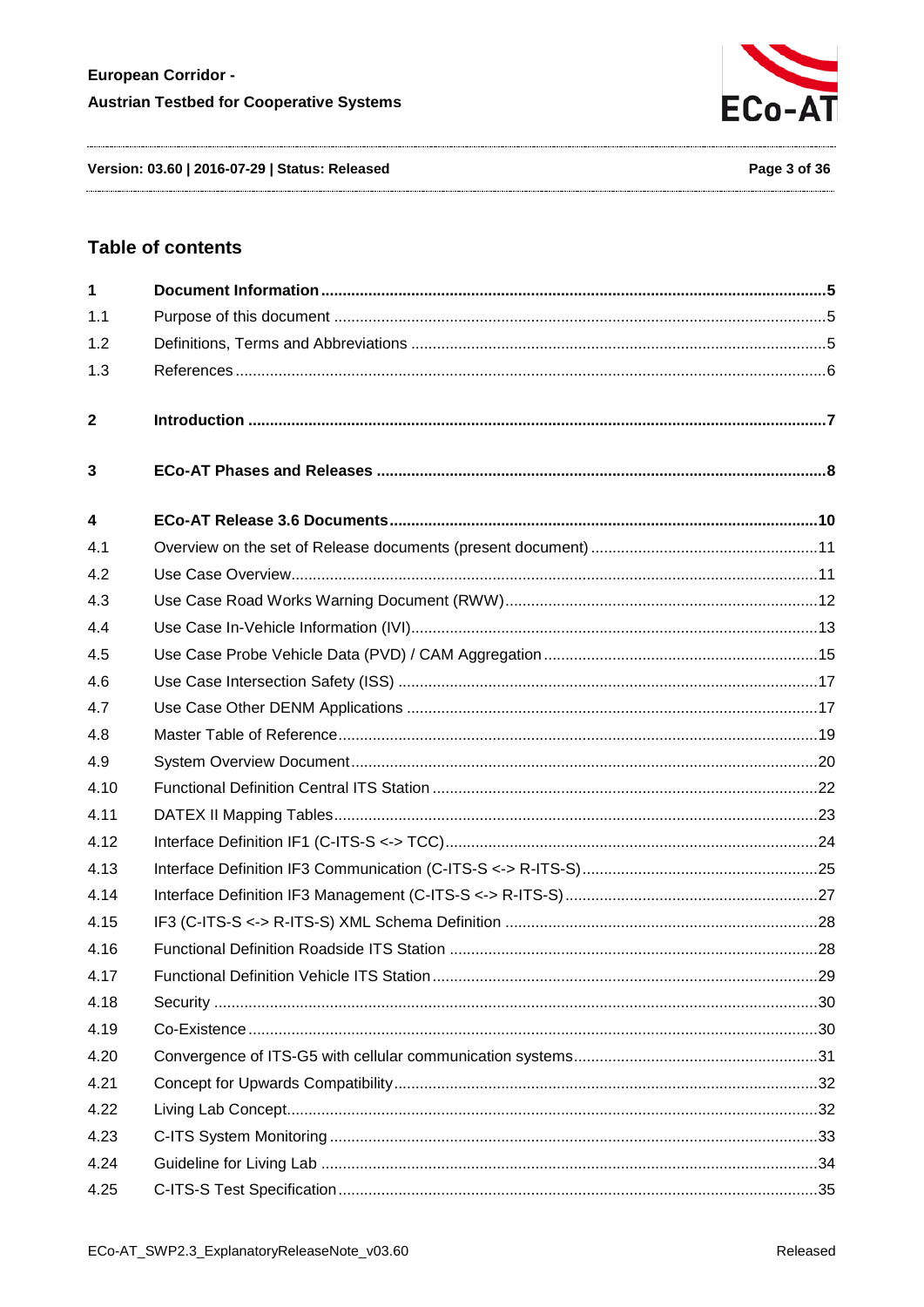## Table of contents

| | | |
|---|---|---|
| **1** | **Document Information** | **5** |
| 1.1 | Purpose of this document | 5 |
| 1.2 | Definitions, Terms and Abbreviations | 5 |
| 1.3 | References | 6 |
| **2** | **Introduction** | **7** |
| **3** | **ECo-AT Phases and Releases** | **8** |
| **4** | **ECo-AT Release 3.6 Documents** | **10** |
| 4.1 | Overview on the set of Release documents (present document) | 11 |
| 4.2 | Use Case Overview | 11 |
| 4.3 | Use Case Road Works Warning Document (RWW) | 12 |
| 4.4 | Use Case In-Vehicle Information (IVI) | 13 |
| 4.5 | Use Case Probe Vehicle Data (PVD) / CAM Aggregation | 15 |
| 4.6 | Use Case Intersection Safety (ISS) | 17 |
| 4.7 | Use Case Other DENM Applications | 17 |
| 4.8 | Master Table of Reference | 19 |
| 4.9 | System Overview Document | 20 |
| 4.10 | Functional Definition Central ITS Station | 22 |
| 4.11 | DATEX II Mapping Tables | 23 |
| 4.12 | Interface Definition IF1 (C-ITS-S <-> TCC) | 24 |
| 4.13 | Interface Definition IF3 Communication (C-ITS-S <-> R-ITS-S) | 25 |
| 4.14 | Interface Definition IF3 Management (C-ITS-S <-> R-ITS-S) | 27 |
| 4.15 | IF3 (C-ITS-S <-> R-ITS-S) XML Schema Definition | 28 |
| 4.16 | Functional Definition Roadside ITS Station | 28 |
| 4.17 | Functional Definition Vehicle ITS Station | 29 |
| 4.18 | Security | 30 |
| 4.19 | Co-Existence | 30 |
| 4.20 | Convergence of ITS-G5 with cellular communication systems | 31 |
| 4.21 | Concept for Upwards Compatibility | 32 |
| 4.22 | Living Lab Concept | 32 |
| 4.23 | C-ITS System Monitoring | 33 |
| 4.24 | Guideline for Living Lab | 34 |
| 4.25 | C-ITS-S Test Specification | 35 |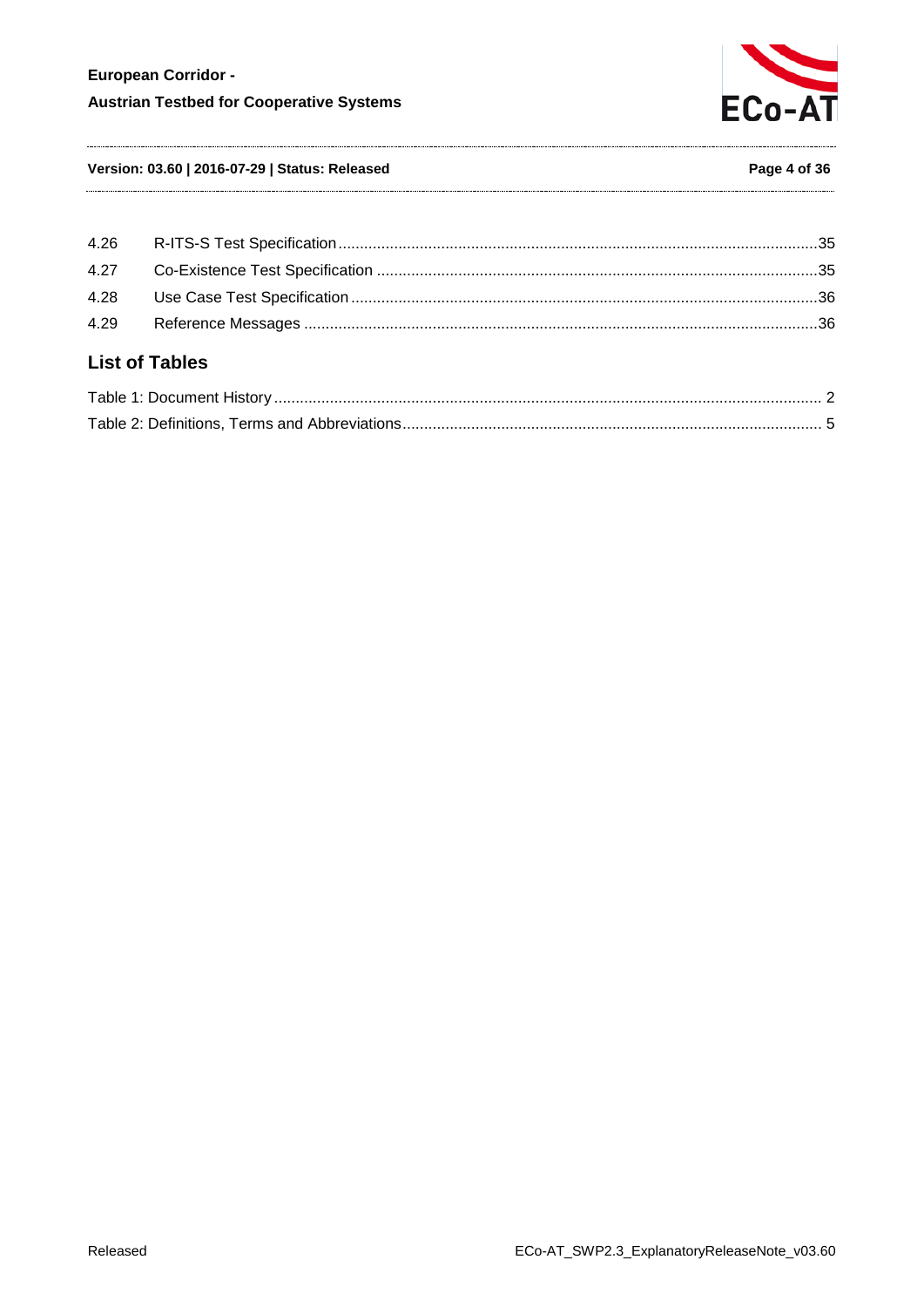4.26 R-ITS-S Test Specification ........ 35
4.27 Co-Existence Test Specification ........ 35
4.28 Use Case Test Specification ........ 36
4.29 Reference Messages ........ 36

## List of Tables

Table 1: Document History ........ 2
Table 2: Definitions, Terms and Abbreviations ........ 5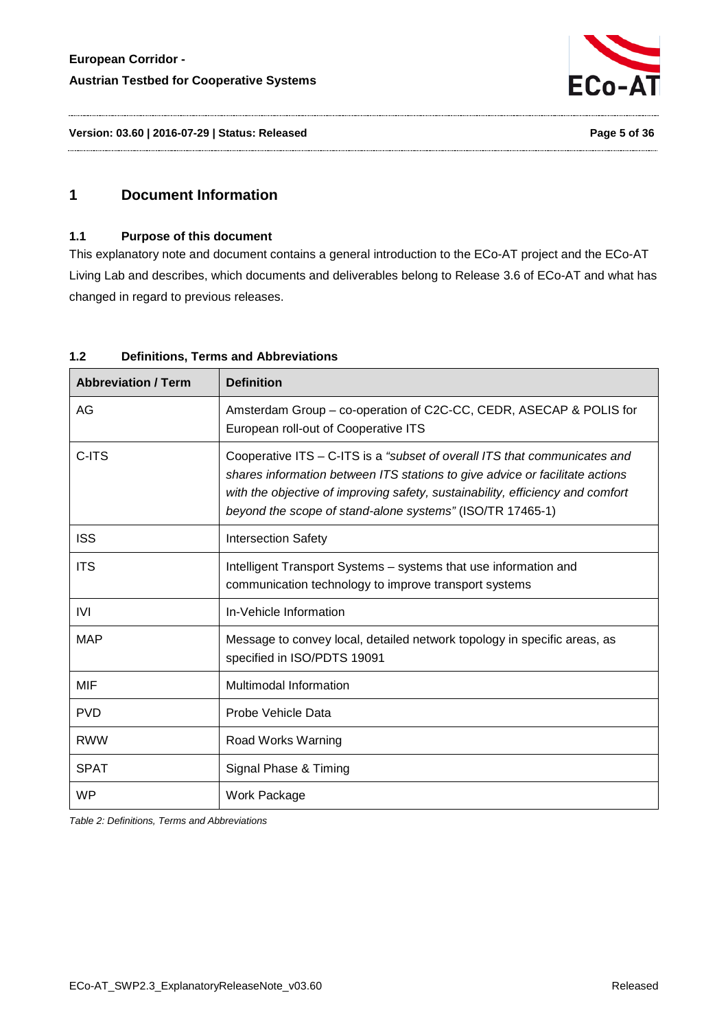# 1 Document Information

## 1.1 Purpose of this document

This explanatory note and document contains a general introduction to the ECo-AT project and the ECo-AT Living Lab and describes, which documents and deliverables belong to Release 3.6 of ECo-AT and what has changed in regard to previous releases.

## 1.2 Definitions, Terms and Abbreviations

| Abbreviation / Term | Definition |
|---|---|
| AG | Amsterdam Group – co-operation of C2C-CC, CEDR, ASECAP & POLIS for European roll-out of Cooperative ITS |
| C-ITS | Cooperative ITS – C-ITS is a *"subset of overall ITS that communicates and shares information between ITS stations to give advice or facilitate actions with the objective of improving safety, sustainability, efficiency and comfort beyond the scope of stand-alone systems"* (ISO/TR 17465-1) |
| ISS | Intersection Safety |
| ITS | Intelligent Transport Systems – systems that use information and communication technology to improve transport systems |
| IVI | In-Vehicle Information |
| MAP | Message to convey local, detailed network topology in specific areas, as specified in ISO/PDTS 19091 |
| MIF | Multimodal Information |
| PVD | Probe Vehicle Data |
| RWW | Road Works Warning |
| SPAT | Signal Phase & Timing |
| WP | Work Package |

*Table 2: Definitions, Terms and Abbreviations*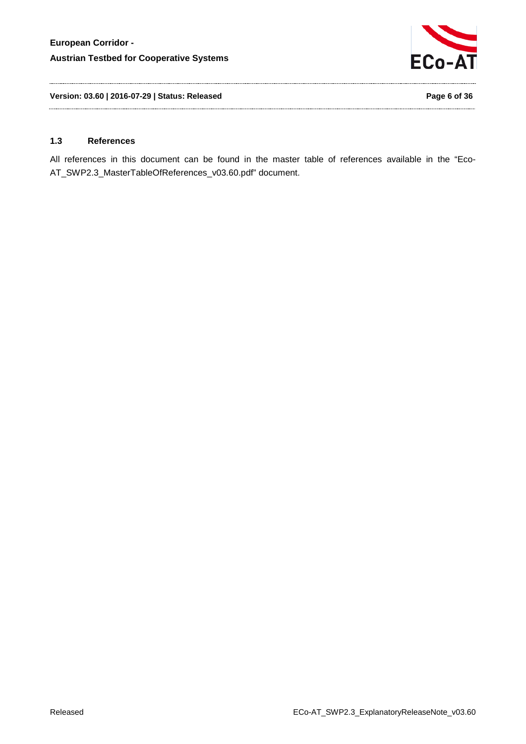### 1.3 References

All references in this document can be found in the master table of references available in the "Eco-AT_SWP2.3_MasterTableOfReferences_v03.60.pdf" document.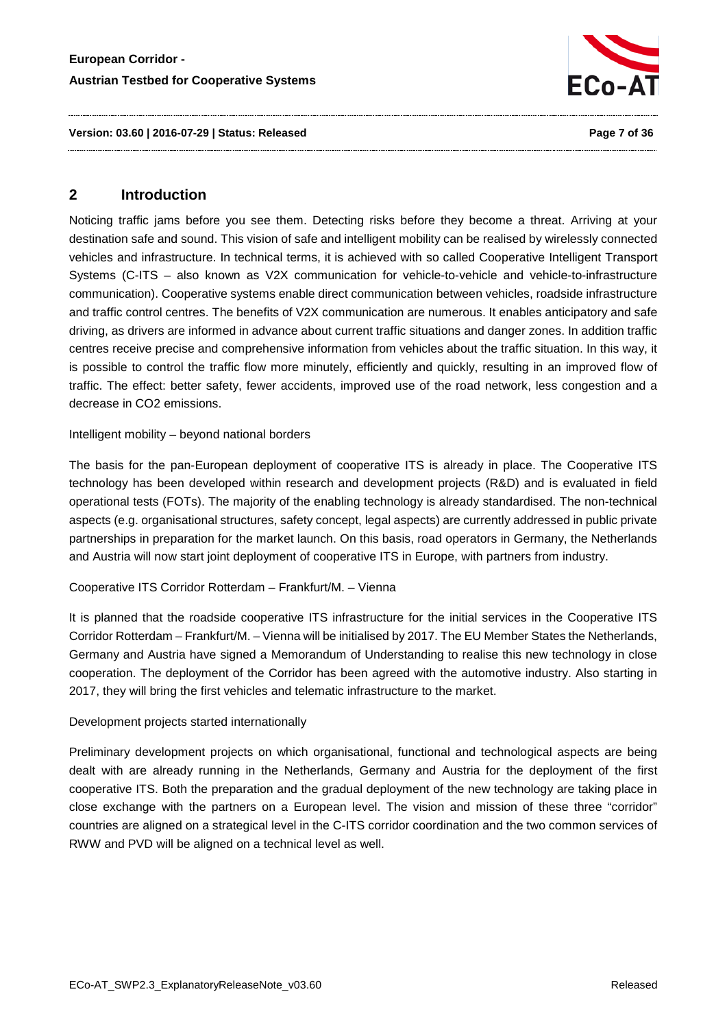## 2 Introduction

Noticing traffic jams before you see them. Detecting risks before they become a threat. Arriving at your destination safe and sound. This vision of safe and intelligent mobility can be realised by wirelessly connected vehicles and infrastructure. In technical terms, it is achieved with so called Cooperative Intelligent Transport Systems (C-ITS – also known as V2X communication for vehicle-to-vehicle and vehicle-to-infrastructure communication). Cooperative systems enable direct communication between vehicles, roadside infrastructure and traffic control centres. The benefits of V2X communication are numerous. It enables anticipatory and safe driving, as drivers are informed in advance about current traffic situations and danger zones. In addition traffic centres receive precise and comprehensive information from vehicles about the traffic situation. In this way, it is possible to control the traffic flow more minutely, efficiently and quickly, resulting in an improved flow of traffic. The effect: better safety, fewer accidents, improved use of the road network, less congestion and a decrease in $CO_2$ emissions.

Intelligent mobility – beyond national borders

The basis for the pan-European deployment of cooperative ITS is already in place. The Cooperative ITS technology has been developed within research and development projects (R&D) and is evaluated in field operational tests (FOTs). The majority of the enabling technology is already standardised. The non-technical aspects (e.g. organisational structures, safety concept, legal aspects) are currently addressed in public private partnerships in preparation for the market launch. On this basis, road operators in Germany, the Netherlands and Austria will now start joint deployment of cooperative ITS in Europe, with partners from industry.

Cooperative ITS Corridor Rotterdam – Frankfurt/M. – Vienna

It is planned that the roadside cooperative ITS infrastructure for the initial services in the Cooperative ITS Corridor Rotterdam – Frankfurt/M. – Vienna will be initialised by 2017. The EU Member States the Netherlands, Germany and Austria have signed a Memorandum of Understanding to realise this new technology in close cooperation. The deployment of the Corridor has been agreed with the automotive industry. Also starting in 2017, they will bring the first vehicles and telematic infrastructure to the market.

Development projects started internationally

Preliminary development projects on which organisational, functional and technological aspects are being dealt with are already running in the Netherlands, Germany and Austria for the deployment of the first cooperative ITS. Both the preparation and the gradual deployment of the new technology are taking place in close exchange with the partners on a European level. The vision and mission of these three "corridor" countries are aligned on a strategical level in the C-ITS corridor coordination and the two common services of RWW and PVD will be aligned on a technical level as well.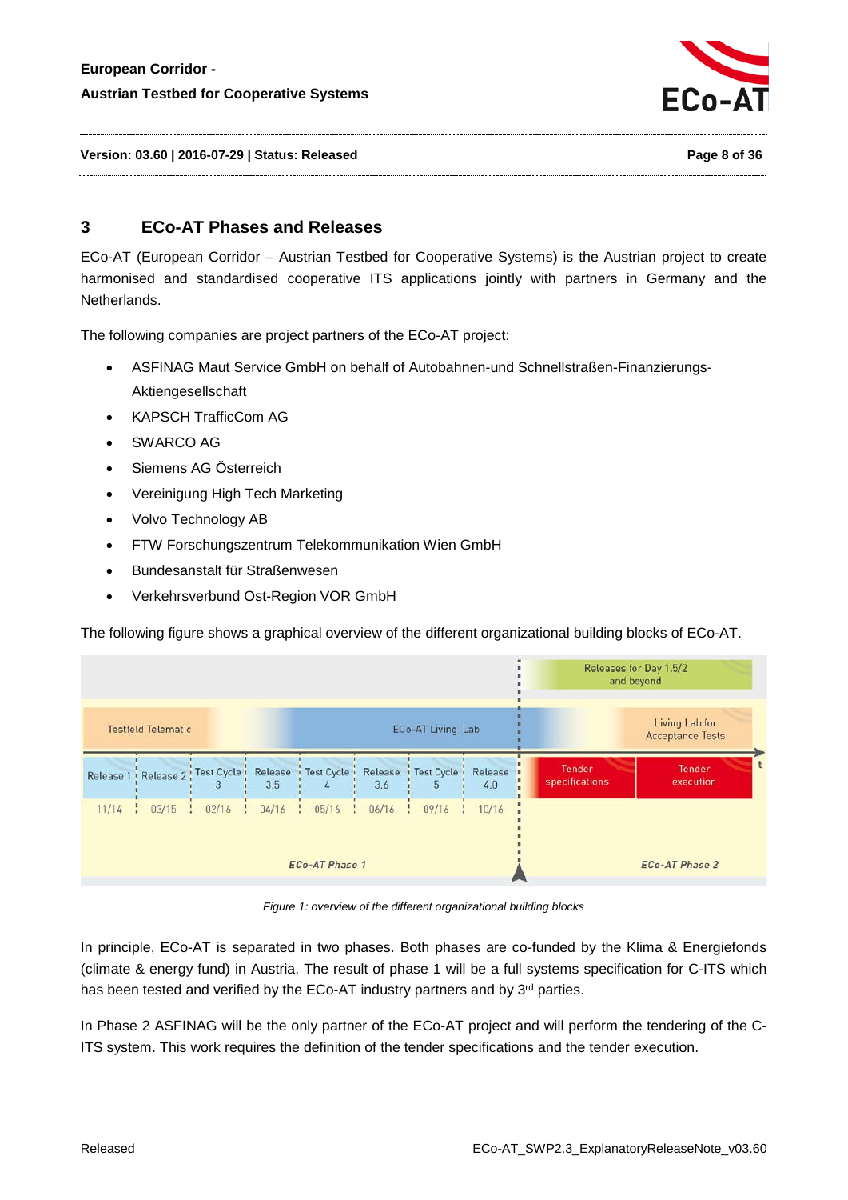# 3 ECo-AT Phases and Releases

ECo-AT (European Corridor – Austrian Testbed for Cooperative Systems) is the Austrian project to create harmonised and standardised cooperative ITS applications jointly with partners in Germany and the Netherlands.

The following companies are project partners of the ECo-AT project:

- ASFINAG Maut Service GmbH on behalf of Autobahnen-und Schnellstraßen-Finanzierungs-Aktiengesellschaft
- KAPSCH TrafficCom AG
- SWARCO AG
- Siemens AG Österreich
- Vereinigung High Tech Marketing
- Volvo Technology AB
- FTW Forschungszentrum Telekommunikation Wien GmbH
- Bundesanstalt für Straßenwesen
- Verkehrsverbund Ost-Region VOR GmbH

The following figure shows a graphical overview of the different organizational building blocks of ECo-AT.

| Release 1 | Release 2 | Test Cycle 3 | Release 3.5 | Test Cycle 4 | Release 3.6 | Test Cycle 5 | Release 4.0 | Tender specifications | Tender execution |
|---|---|---|---|---|---|---|---|---|---|
| 11/14 | 03/15 | 02/16 | 04/16 | 05/16 | 06/16 | 09/16 | 10/16 | | |

Testfeld Telematic → ECo-AT Living Lab → Living Lab for Acceptance Tests; Releases for Day 1.5/2 and beyond

ECo-AT Phase 1 | ECo-AT Phase 2

*Figure 1: overview of the different organizational building blocks*

In principle, ECo-AT is separated in two phases. Both phases are co-funded by the Klima & Energiefonds (climate & energy fund) in Austria. The result of phase 1 will be a full systems specification for C-ITS which has been tested and verified by the ECo-AT industry partners and by 3rd parties.

In Phase 2 ASFINAG will be the only partner of the ECo-AT project and will perform the tendering of the C-ITS system. This work requires the definition of the tender specifications and the tender execution.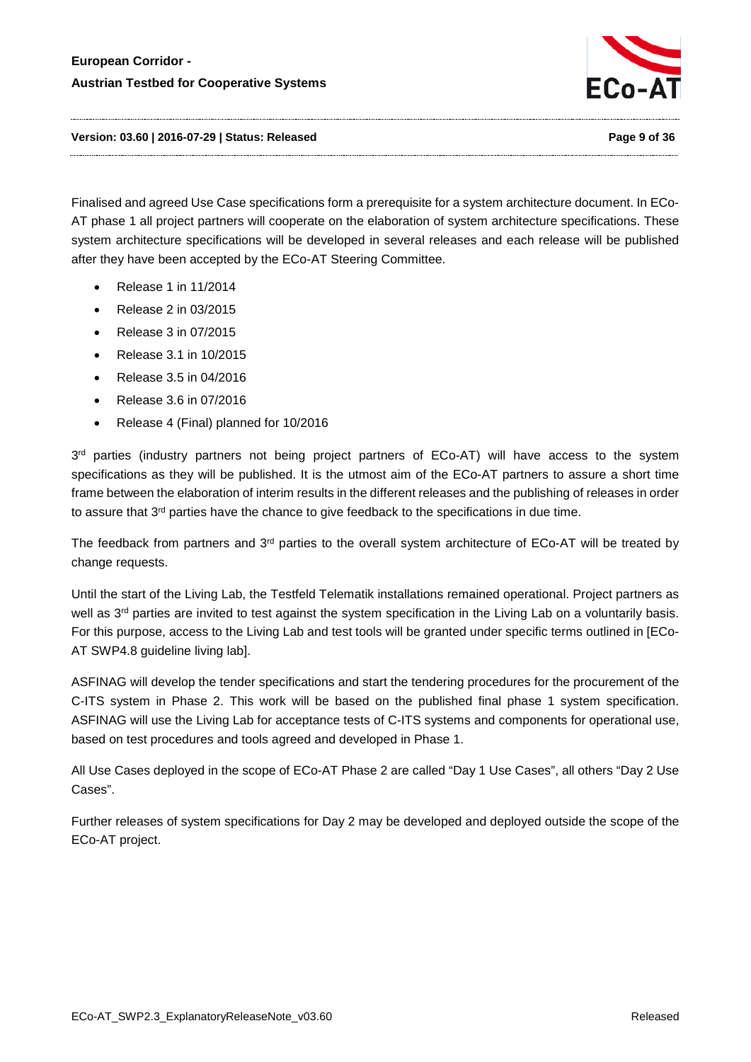Finalised and agreed Use Case specifications form a prerequisite for a system architecture document. In ECo-AT phase 1 all project partners will cooperate on the elaboration of system architecture specifications. These system architecture specifications will be developed in several releases and each release will be published after they have been accepted by the ECo-AT Steering Committee.

- Release 1 in 11/2014
- Release 2 in 03/2015
- Release 3 in 07/2015
- Release 3.1 in 10/2015
- Release 3.5 in 04/2016
- Release 3.6 in 07/2016
- Release 4 (Final) planned for 10/2016

3rd parties (industry partners not being project partners of ECo-AT) will have access to the system specifications as they will be published. It is the utmost aim of the ECo-AT partners to assure a short time frame between the elaboration of interim results in the different releases and the publishing of releases in order to assure that 3rd parties have the chance to give feedback to the specifications in due time.

The feedback from partners and 3rd parties to the overall system architecture of ECo-AT will be treated by change requests.

Until the start of the Living Lab, the Testfeld Telematik installations remained operational. Project partners as well as 3rd parties are invited to test against the system specification in the Living Lab on a voluntarily basis. For this purpose, access to the Living Lab and test tools will be granted under specific terms outlined in [ECo-AT SWP4.8 guideline living lab].

ASFINAG will develop the tender specifications and start the tendering procedures for the procurement of the C-ITS system in Phase 2. This work will be based on the published final phase 1 system specification. ASFINAG will use the Living Lab for acceptance tests of C-ITS systems and components for operational use, based on test procedures and tools agreed and developed in Phase 1.

All Use Cases deployed in the scope of ECo-AT Phase 2 are called "Day 1 Use Cases", all others "Day 2 Use Cases".

Further releases of system specifications for Day 2 may be developed and deployed outside the scope of the ECo-AT project.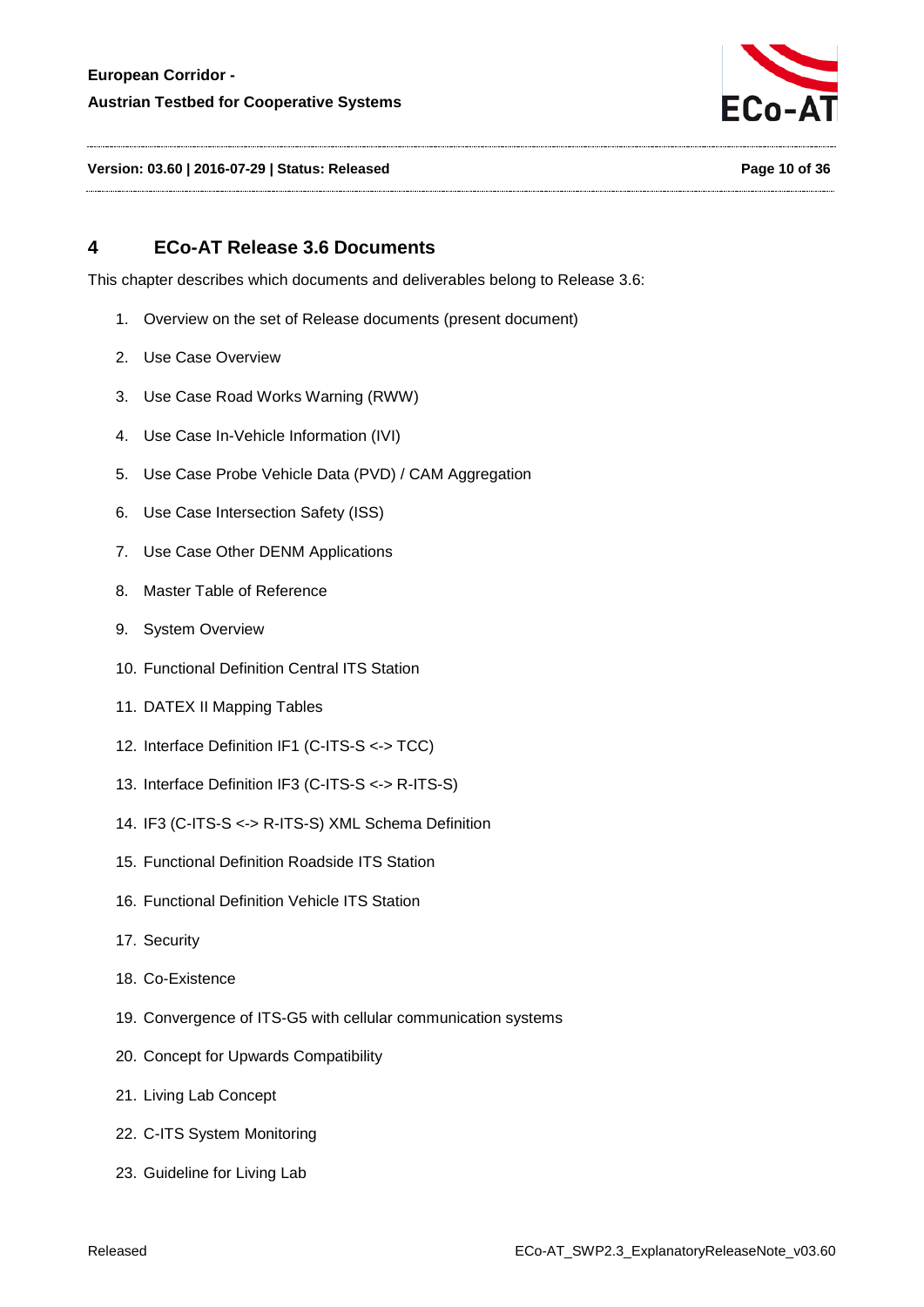# 4 ECo-AT Release 3.6 Documents

This chapter describes which documents and deliverables belong to Release 3.6:

1. Overview on the set of Release documents (present document)
2. Use Case Overview
3. Use Case Road Works Warning (RWW)
4. Use Case In-Vehicle Information (IVI)
5. Use Case Probe Vehicle Data (PVD) / CAM Aggregation
6. Use Case Intersection Safety (ISS)
7. Use Case Other DENM Applications
8. Master Table of Reference
9. System Overview
10. Functional Definition Central ITS Station
11. DATEX II Mapping Tables
12. Interface Definition IF1 (C-ITS-S <-> TCC)
13. Interface Definition IF3 (C-ITS-S <-> R-ITS-S)
14. IF3 (C-ITS-S <-> R-ITS-S) XML Schema Definition
15. Functional Definition Roadside ITS Station
16. Functional Definition Vehicle ITS Station
17. Security
18. Co-Existence
19. Convergence of ITS-G5 with cellular communication systems
20. Concept for Upwards Compatibility
21. Living Lab Concept
22. C-ITS System Monitoring
23. Guideline for Living Lab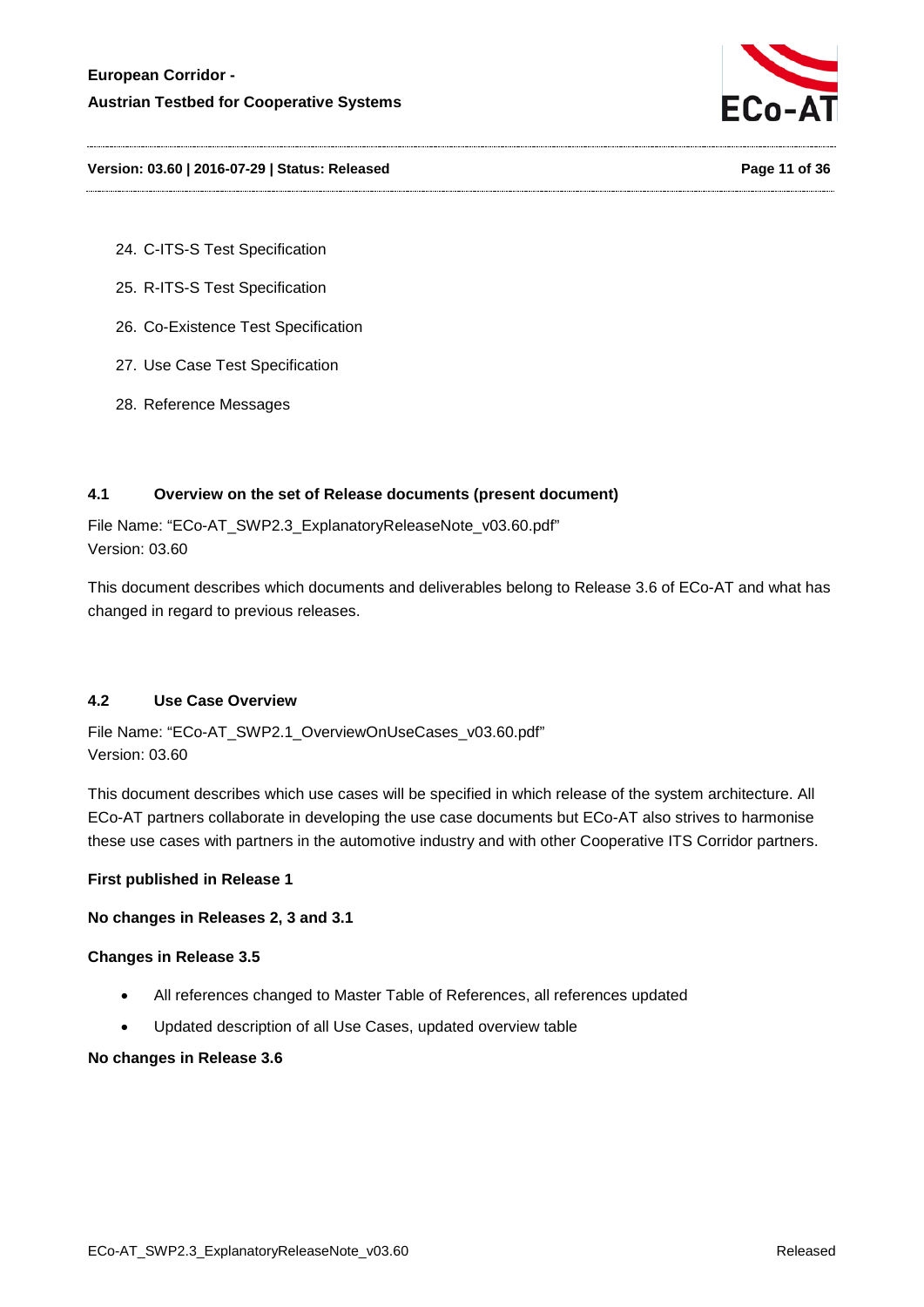24. C-ITS-S Test Specification
25. R-ITS-S Test Specification
26. Co-Existence Test Specification
27. Use Case Test Specification
28. Reference Messages

### 4.1 Overview on the set of Release documents (present document)

File Name: "ECo-AT_SWP2.3_ExplanatoryReleaseNote_v03.60.pdf"
Version: 03.60

This document describes which documents and deliverables belong to Release 3.6 of ECo-AT and what has changed in regard to previous releases.

### 4.2 Use Case Overview

File Name: "ECo-AT_SWP2.1_OverviewOnUseCases_v03.60.pdf"
Version: 03.60

This document describes which use cases will be specified in which release of the system architecture. All ECo-AT partners collaborate in developing the use case documents but ECo-AT also strives to harmonise these use cases with partners in the automotive industry and with other Cooperative ITS Corridor partners.

**First published in Release 1**

**No changes in Releases 2, 3 and 3.1**

**Changes in Release 3.5**

- All references changed to Master Table of References, all references updated
- Updated description of all Use Cases, updated overview table

**No changes in Release 3.6**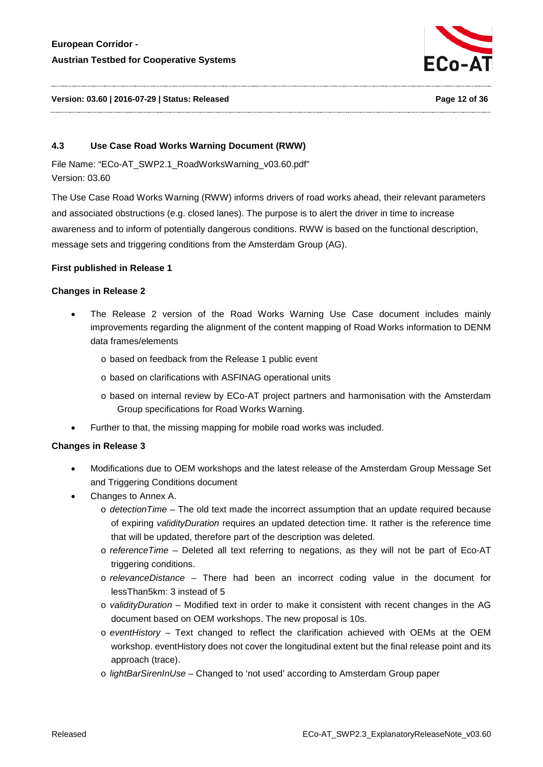### 4.3 Use Case Road Works Warning Document (RWW)

File Name: "ECo-AT_SWP2.1_RoadWorksWarning_v03.60.pdf"
Version: 03.60

The Use Case Road Works Warning (RWW) informs drivers of road works ahead, their relevant parameters and associated obstructions (e.g. closed lanes). The purpose is to alert the driver in time to increase awareness and to inform of potentially dangerous conditions. RWW is based on the functional description, message sets and triggering conditions from the Amsterdam Group (AG).

**First published in Release 1**

**Changes in Release 2**

- The Release 2 version of the Road Works Warning Use Case document includes mainly improvements regarding the alignment of the content mapping of Road Works information to DENM data frames/elements
  - based on feedback from the Release 1 public event
  - based on clarifications with ASFINAG operational units
  - based on internal review by ECo-AT project partners and harmonisation with the Amsterdam Group specifications for Road Works Warning.
- Further to that, the missing mapping for mobile road works was included.

**Changes in Release 3**

- Modifications due to OEM workshops and the latest release of the Amsterdam Group Message Set and Triggering Conditions document
- Changes to Annex A.
  - *detectionTime* – The old text made the incorrect assumption that an update required because of expiring *validityDuration* requires an updated detection time. It rather is the reference time that will be updated, therefore part of the description was deleted.
  - *referenceTime* – Deleted all text referring to negations, as they will not be part of Eco-AT triggering conditions.
  - *relevanceDistance* – There had been an incorrect coding value in the document for lessThan5km: 3 instead of 5
  - *validityDuration* – Modified text in order to make it consistent with recent changes in the AG document based on OEM workshops. The new proposal is 10s.
  - *eventHistory* – Text changed to reflect the clarification achieved with OEMs at the OEM workshop. eventHistory does not cover the longitudinal extent but the final release point and its approach (trace).
  - *lightBarSirenInUse* – Changed to 'not used' according to Amsterdam Group paper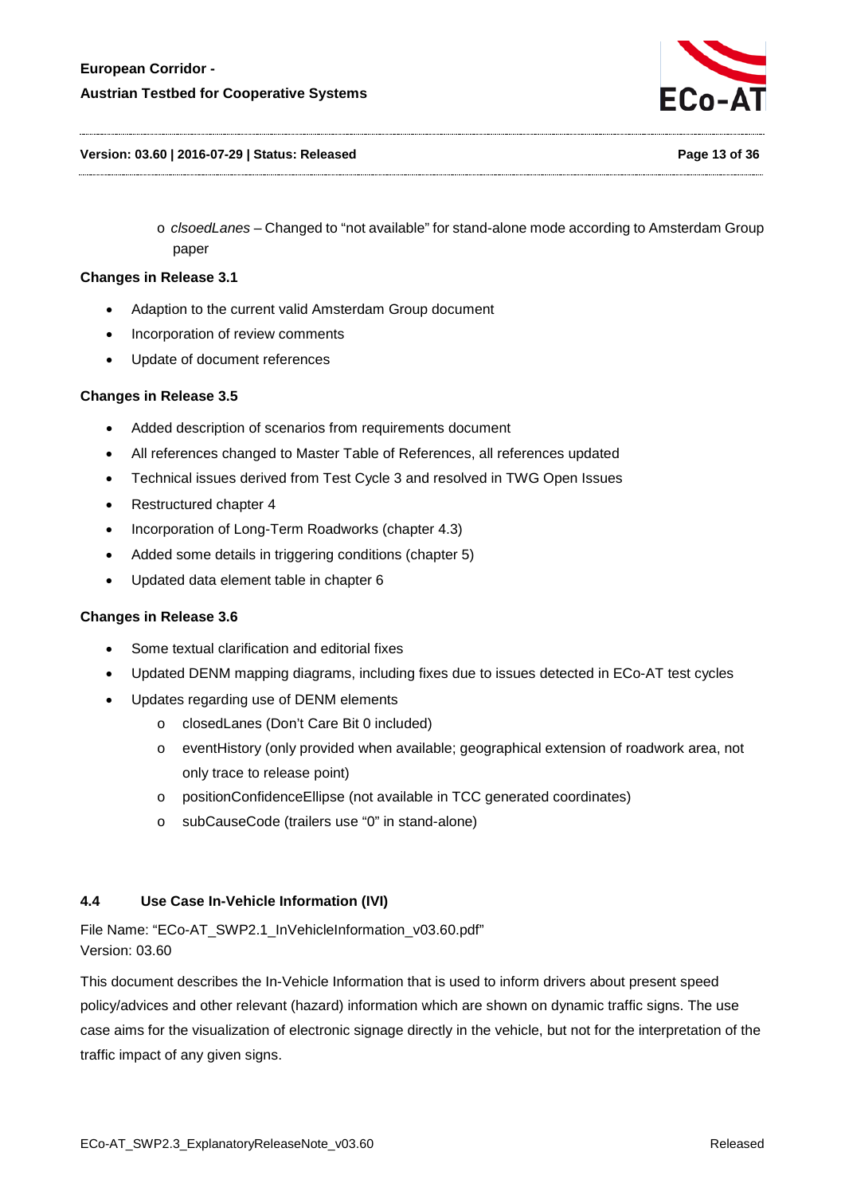- *clsoedLanes* – Changed to "not available" for stand-alone mode according to Amsterdam Group paper

**Changes in Release 3.1**

- Adaption to the current valid Amsterdam Group document
- Incorporation of review comments
- Update of document references

**Changes in Release 3.5**

- Added description of scenarios from requirements document
- All references changed to Master Table of References, all references updated
- Technical issues derived from Test Cycle 3 and resolved in TWG Open Issues
- Restructured chapter 4
- Incorporation of Long-Term Roadworks (chapter 4.3)
- Added some details in triggering conditions (chapter 5)
- Updated data element table in chapter 6

**Changes in Release 3.6**

- Some textual clarification and editorial fixes
- Updated DENM mapping diagrams, including fixes due to issues detected in ECo-AT test cycles
- Updates regarding use of DENM elements
  - closedLanes (Don't Care Bit 0 included)
  - eventHistory (only provided when available; geographical extension of roadwork area, not only trace to release point)
  - positionConfidenceEllipse (not available in TCC generated coordinates)
  - subCauseCode (trailers use "0" in stand-alone)

## 4.4 Use Case In-Vehicle Information (IVI)

File Name: "ECo-AT_SWP2.1_InVehicleInformation_v03.60.pdf"
Version: 03.60

This document describes the In-Vehicle Information that is used to inform drivers about present speed policy/advices and other relevant (hazard) information which are shown on dynamic traffic signs. The use case aims for the visualization of electronic signage directly in the vehicle, but not for the interpretation of the traffic impact of any given signs.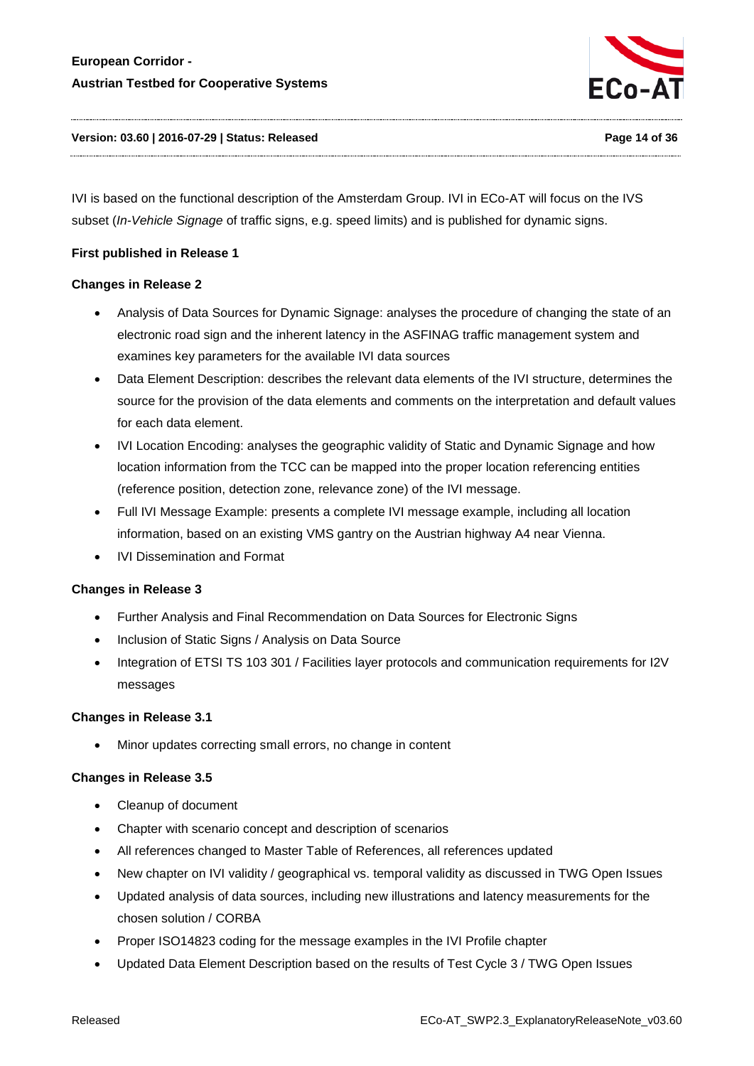IVI is based on the functional description of the Amsterdam Group. IVI in ECo-AT will focus on the IVS subset (*In-Vehicle Signage* of traffic signs, e.g. speed limits) and is published for dynamic signs.

**First published in Release 1**

**Changes in Release 2**

- Analysis of Data Sources for Dynamic Signage: analyses the procedure of changing the state of an electronic road sign and the inherent latency in the ASFINAG traffic management system and examines key parameters for the available IVI data sources
- Data Element Description: describes the relevant data elements of the IVI structure, determines the source for the provision of the data elements and comments on the interpretation and default values for each data element.
- IVI Location Encoding: analyses the geographic validity of Static and Dynamic Signage and how location information from the TCC can be mapped into the proper location referencing entities (reference position, detection zone, relevance zone) of the IVI message.
- Full IVI Message Example: presents a complete IVI message example, including all location information, based on an existing VMS gantry on the Austrian highway A4 near Vienna.
- IVI Dissemination and Format

**Changes in Release 3**

- Further Analysis and Final Recommendation on Data Sources for Electronic Signs
- Inclusion of Static Signs / Analysis on Data Source
- Integration of ETSI TS 103 301 / Facilities layer protocols and communication requirements for I2V messages

**Changes in Release 3.1**

- Minor updates correcting small errors, no change in content

**Changes in Release 3.5**

- Cleanup of document
- Chapter with scenario concept and description of scenarios
- All references changed to Master Table of References, all references updated
- New chapter on IVI validity / geographical vs. temporal validity as discussed in TWG Open Issues
- Updated analysis of data sources, including new illustrations and latency measurements for the chosen solution / CORBA
- Proper ISO14823 coding for the message examples in the IVI Profile chapter
- Updated Data Element Description based on the results of Test Cycle 3 / TWG Open Issues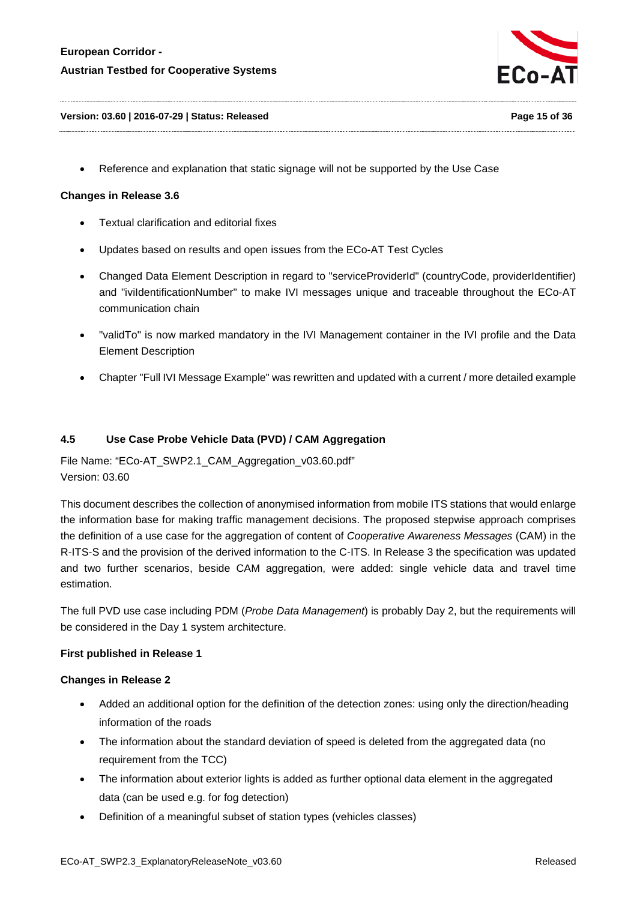- Reference and explanation that static signage will not be supported by the Use Case

**Changes in Release 3.6**

- Textual clarification and editorial fixes
- Updates based on results and open issues from the ECo-AT Test Cycles
- Changed Data Element Description in regard to "serviceProviderId" (countryCode, providerIdentifier) and "iviIdentificationNumber" to make IVI messages unique and traceable throughout the ECo-AT communication chain
- "validTo" is now marked mandatory in the IVI Management container in the IVI profile and the Data Element Description
- Chapter "Full IVI Message Example" was rewritten and updated with a current / more detailed example

### 4.5 Use Case Probe Vehicle Data (PVD) / CAM Aggregation

File Name: "ECo-AT_SWP2.1_CAM_Aggregation_v03.60.pdf"
Version: 03.60

This document describes the collection of anonymised information from mobile ITS stations that would enlarge the information base for making traffic management decisions. The proposed stepwise approach comprises the definition of a use case for the aggregation of content of *Cooperative Awareness Messages* (CAM) in the R-ITS-S and the provision of the derived information to the C-ITS. In Release 3 the specification was updated and two further scenarios, beside CAM aggregation, were added: single vehicle data and travel time estimation.

The full PVD use case including PDM (*Probe Data Management*) is probably Day 2, but the requirements will be considered in the Day 1 system architecture.

**First published in Release 1**

**Changes in Release 2**

- Added an additional option for the definition of the detection zones: using only the direction/heading information of the roads
- The information about the standard deviation of speed is deleted from the aggregated data (no requirement from the TCC)
- The information about exterior lights is added as further optional data element in the aggregated data (can be used e.g. for fog detection)
- Definition of a meaningful subset of station types (vehicles classes)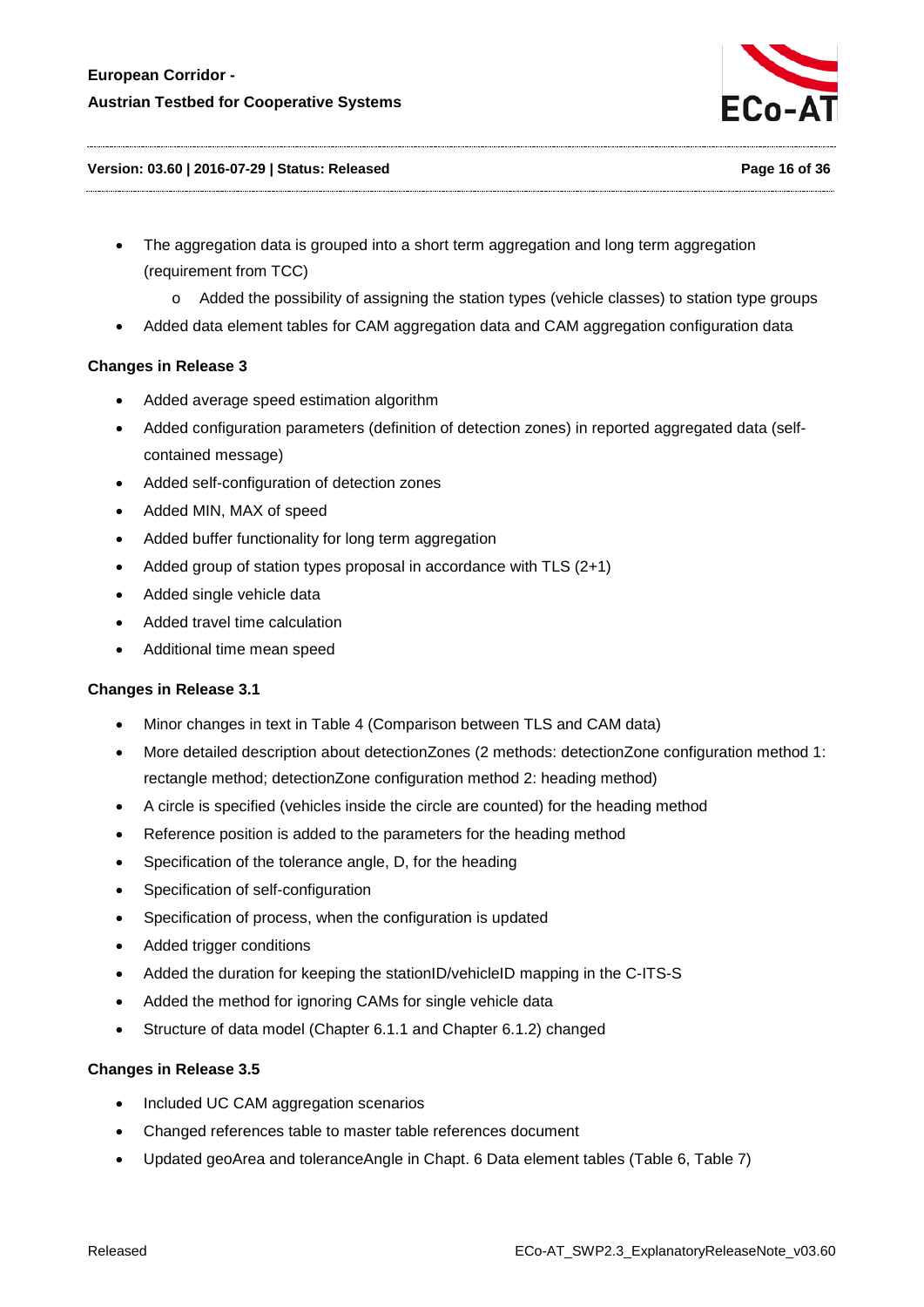- The aggregation data is grouped into a short term aggregation and long term aggregation (requirement from TCC)
  - Added the possibility of assigning the station types (vehicle classes) to station type groups
- Added data element tables for CAM aggregation data and CAM aggregation configuration data

**Changes in Release 3**

- Added average speed estimation algorithm
- Added configuration parameters (definition of detection zones) in reported aggregated data (self-contained message)
- Added self-configuration of detection zones
- Added MIN, MAX of speed
- Added buffer functionality for long term aggregation
- Added group of station types proposal in accordance with TLS (2+1)
- Added single vehicle data
- Added travel time calculation
- Additional time mean speed

**Changes in Release 3.1**

- Minor changes in text in Table 4 (Comparison between TLS and CAM data)
- More detailed description about detectionZones (2 methods: detectionZone configuration method 1: rectangle method; detectionZone configuration method 2: heading method)
- A circle is specified (vehicles inside the circle are counted) for the heading method
- Reference position is added to the parameters for the heading method
- Specification of the tolerance angle, D, for the heading
- Specification of self-configuration
- Specification of process, when the configuration is updated
- Added trigger conditions
- Added the duration for keeping the stationID/vehicleID mapping in the C-ITS-S
- Added the method for ignoring CAMs for single vehicle data
- Structure of data model (Chapter 6.1.1 and Chapter 6.1.2) changed

**Changes in Release 3.5**

- Included UC CAM aggregation scenarios
- Changed references table to master table references document
- Updated geoArea and toleranceAngle in Chapt. 6 Data element tables (Table 6, Table 7)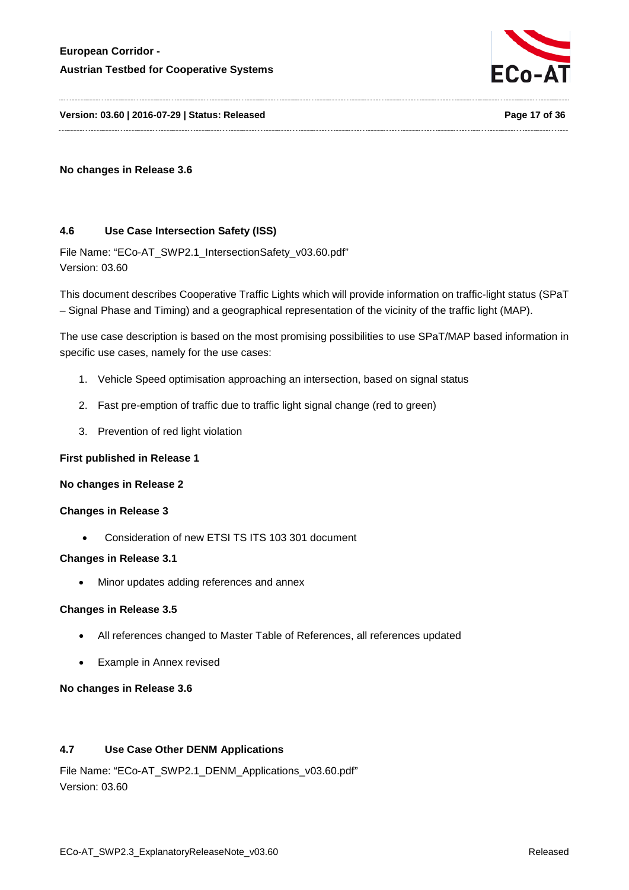**No changes in Release 3.6**

### 4.6 Use Case Intersection Safety (ISS)

File Name: "ECo-AT_SWP2.1_IntersectionSafety_v03.60.pdf"
Version: 03.60

This document describes Cooperative Traffic Lights which will provide information on traffic-light status (SPaT – Signal Phase and Timing) and a geographical representation of the vicinity of the traffic light (MAP).

The use case description is based on the most promising possibilities to use SPaT/MAP based information in specific use cases, namely for the use cases:

1. Vehicle Speed optimisation approaching an intersection, based on signal status
2. Fast pre-emption of traffic due to traffic light signal change (red to green)
3. Prevention of red light violation

**First published in Release 1**

**No changes in Release 2**

**Changes in Release 3**

- Consideration of new ETSI TS ITS 103 301 document

**Changes in Release 3.1**

- Minor updates adding references and annex

**Changes in Release 3.5**

- All references changed to Master Table of References, all references updated
- Example in Annex revised

**No changes in Release 3.6**

### 4.7 Use Case Other DENM Applications

File Name: "ECo-AT_SWP2.1_DENM_Applications_v03.60.pdf"
Version: 03.60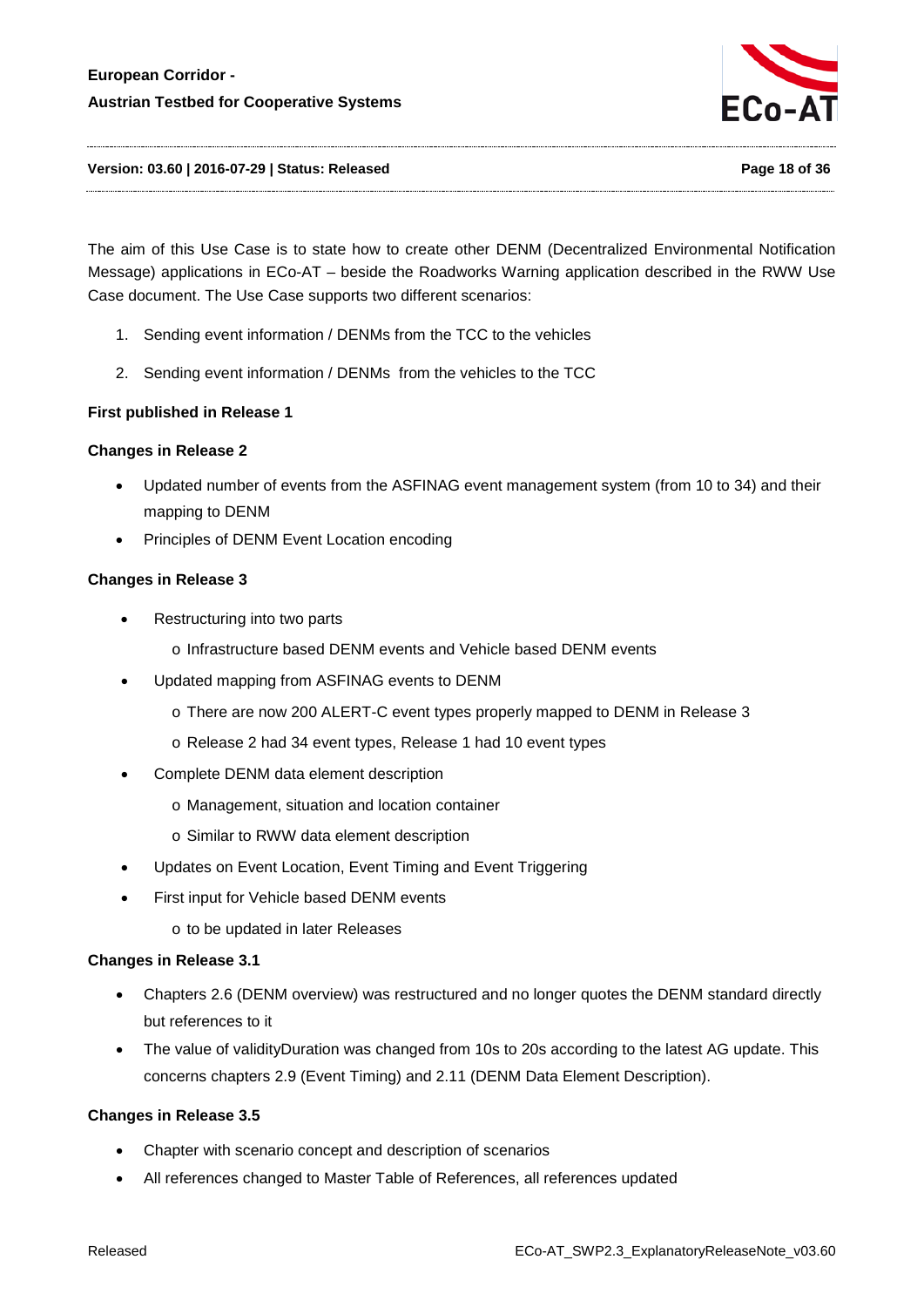The aim of this Use Case is to state how to create other DENM (Decentralized Environmental Notification Message) applications in ECo-AT – beside the Roadworks Warning application described in the RWW Use Case document. The Use Case supports two different scenarios:

1. Sending event information / DENMs from the TCC to the vehicles
2. Sending event information / DENMs from the vehicles to the TCC

**First published in Release 1**

**Changes in Release 2**

- Updated number of events from the ASFINAG event management system (from 10 to 34) and their mapping to DENM
- Principles of DENM Event Location encoding

**Changes in Release 3**

- Restructuring into two parts
  - Infrastructure based DENM events and Vehicle based DENM events
- Updated mapping from ASFINAG events to DENM
  - There are now 200 ALERT-C event types properly mapped to DENM in Release 3
  - Release 2 had 34 event types, Release 1 had 10 event types
- Complete DENM data element description
  - Management, situation and location container
  - Similar to RWW data element description
- Updates on Event Location, Event Timing and Event Triggering
- First input for Vehicle based DENM events
  - to be updated in later Releases

**Changes in Release 3.1**

- Chapters 2.6 (DENM overview) was restructured and no longer quotes the DENM standard directly but references to it
- The value of validityDuration was changed from 10s to 20s according to the latest AG update. This concerns chapters 2.9 (Event Timing) and 2.11 (DENM Data Element Description).

**Changes in Release 3.5**

- Chapter with scenario concept and description of scenarios
- All references changed to Master Table of References, all references updated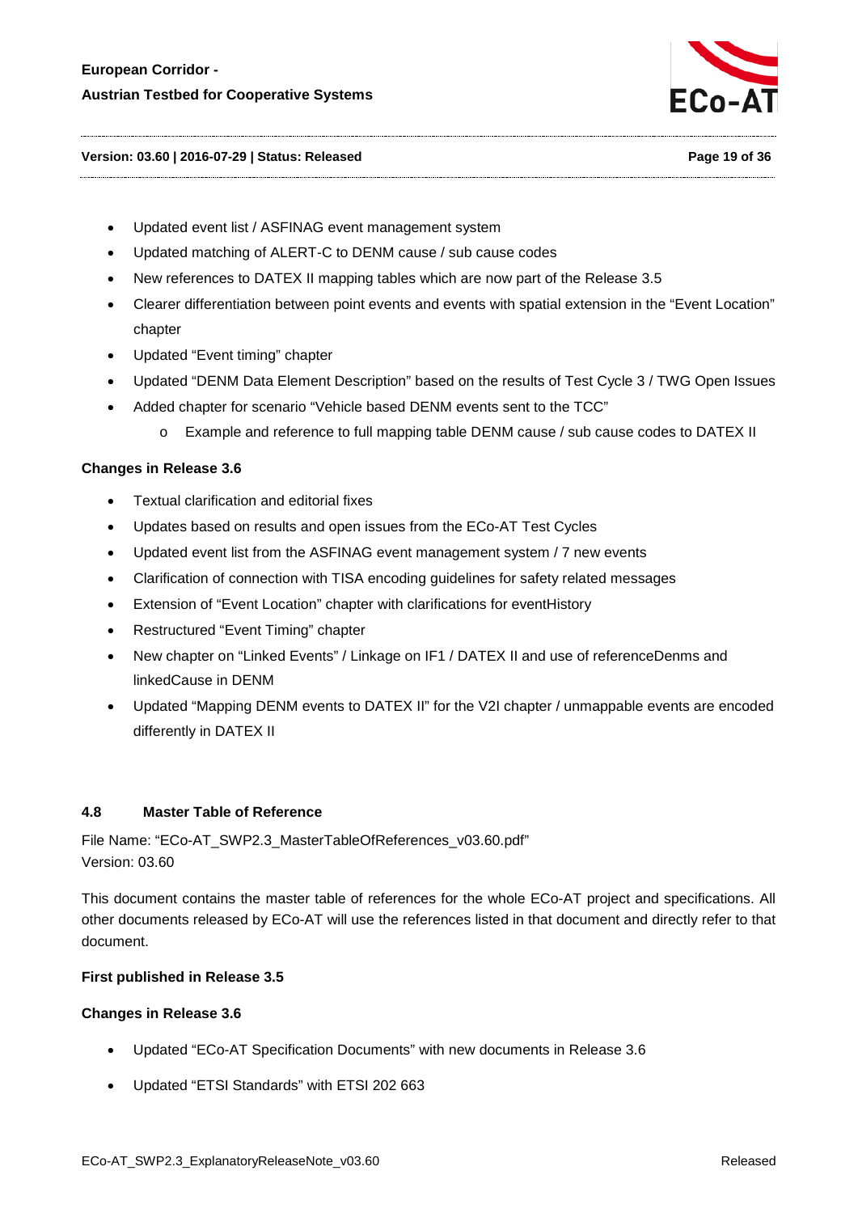- Updated event list / ASFINAG event management system
- Updated matching of ALERT-C to DENM cause / sub cause codes
- New references to DATEX II mapping tables which are now part of the Release 3.5
- Clearer differentiation between point events and events with spatial extension in the “Event Location” chapter
- Updated “Event timing” chapter
- Updated “DENM Data Element Description” based on the results of Test Cycle 3 / TWG Open Issues
- Added chapter for scenario “Vehicle based DENM events sent to the TCC”
    - Example and reference to full mapping table DENM cause / sub cause codes to DATEX II

**Changes in Release 3.6**

- Textual clarification and editorial fixes
- Updates based on results and open issues from the ECo-AT Test Cycles
- Updated event list from the ASFINAG event management system / 7 new events
- Clarification of connection with TISA encoding guidelines for safety related messages
- Extension of “Event Location” chapter with clarifications for eventHistory
- Restructured “Event Timing” chapter
- New chapter on “Linked Events” / Linkage on IF1 / DATEX II and use of referenceDenms and linkedCause in DENM
- Updated “Mapping DENM events to DATEX II” for the V2I chapter / unmappable events are encoded differently in DATEX II

### 4.8 Master Table of Reference

File Name: “ECo-AT_SWP2.3_MasterTableOfReferences_v03.60.pdf”
Version: 03.60

This document contains the master table of references for the whole ECo-AT project and specifications. All other documents released by ECo-AT will use the references listed in that document and directly refer to that document.

**First published in Release 3.5**

**Changes in Release 3.6**

- Updated “ECo-AT Specification Documents” with new documents in Release 3.6
- Updated “ETSI Standards” with ETSI 202 663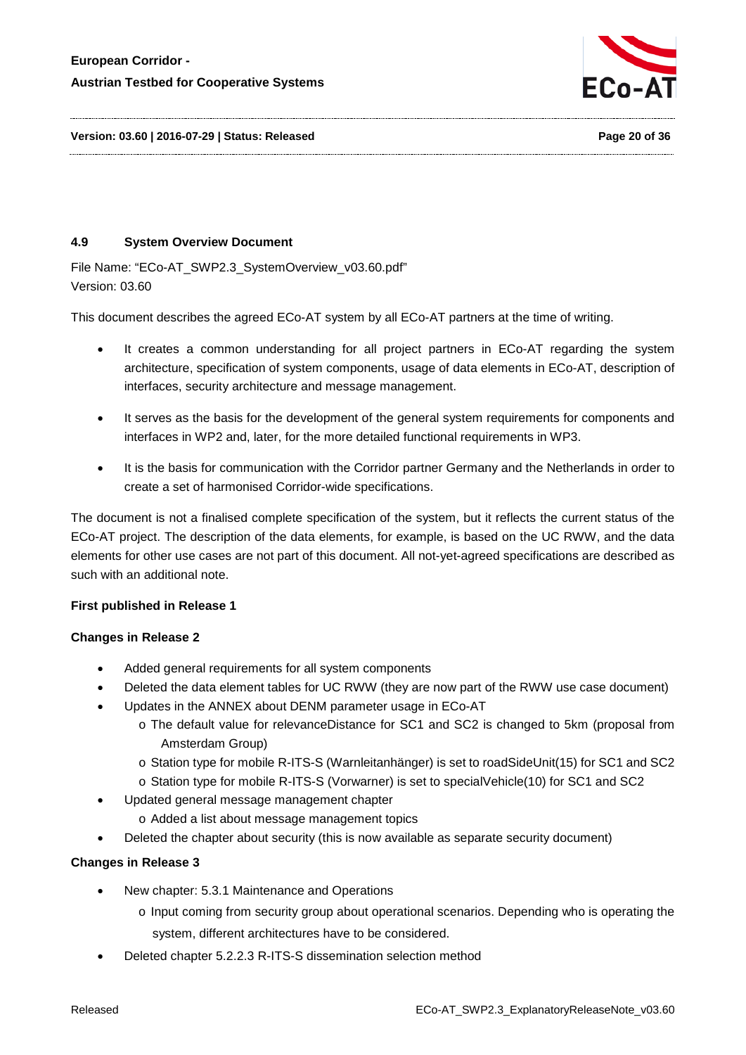### 4.9 System Overview Document

File Name: "ECo-AT_SWP2.3_SystemOverview_v03.60.pdf"
Version: 03.60

This document describes the agreed ECo-AT system by all ECo-AT partners at the time of writing.

- It creates a common understanding for all project partners in ECo-AT regarding the system architecture, specification of system components, usage of data elements in ECo-AT, description of interfaces, security architecture and message management.
- It serves as the basis for the development of the general system requirements for components and interfaces in WP2 and, later, for the more detailed functional requirements in WP3.
- It is the basis for communication with the Corridor partner Germany and the Netherlands in order to create a set of harmonised Corridor-wide specifications.

The document is not a finalised complete specification of the system, but it reflects the current status of the ECo-AT project. The description of the data elements, for example, is based on the UC RWW, and the data elements for other use cases are not part of this document. All not-yet-agreed specifications are described as such with an additional note.

**First published in Release 1**

**Changes in Release 2**

- Added general requirements for all system components
- Deleted the data element tables for UC RWW (they are now part of the RWW use case document)
- Updates in the ANNEX about DENM parameter usage in ECo-AT
  - The default value for relevanceDistance for SC1 and SC2 is changed to 5km (proposal from Amsterdam Group)
  - Station type for mobile R-ITS-S (Warnleitanhänger) is set to roadSideUnit(15) for SC1 and SC2
  - Station type for mobile R-ITS-S (Vorwarner) is set to specialVehicle(10) for SC1 and SC2
- Updated general message management chapter
  - Added a list about message management topics
- Deleted the chapter about security (this is now available as separate security document)

**Changes in Release 3**

- New chapter: 5.3.1 Maintenance and Operations
  - Input coming from security group about operational scenarios. Depending who is operating the system, different architectures have to be considered.
- Deleted chapter 5.2.2.3 R-ITS-S dissemination selection method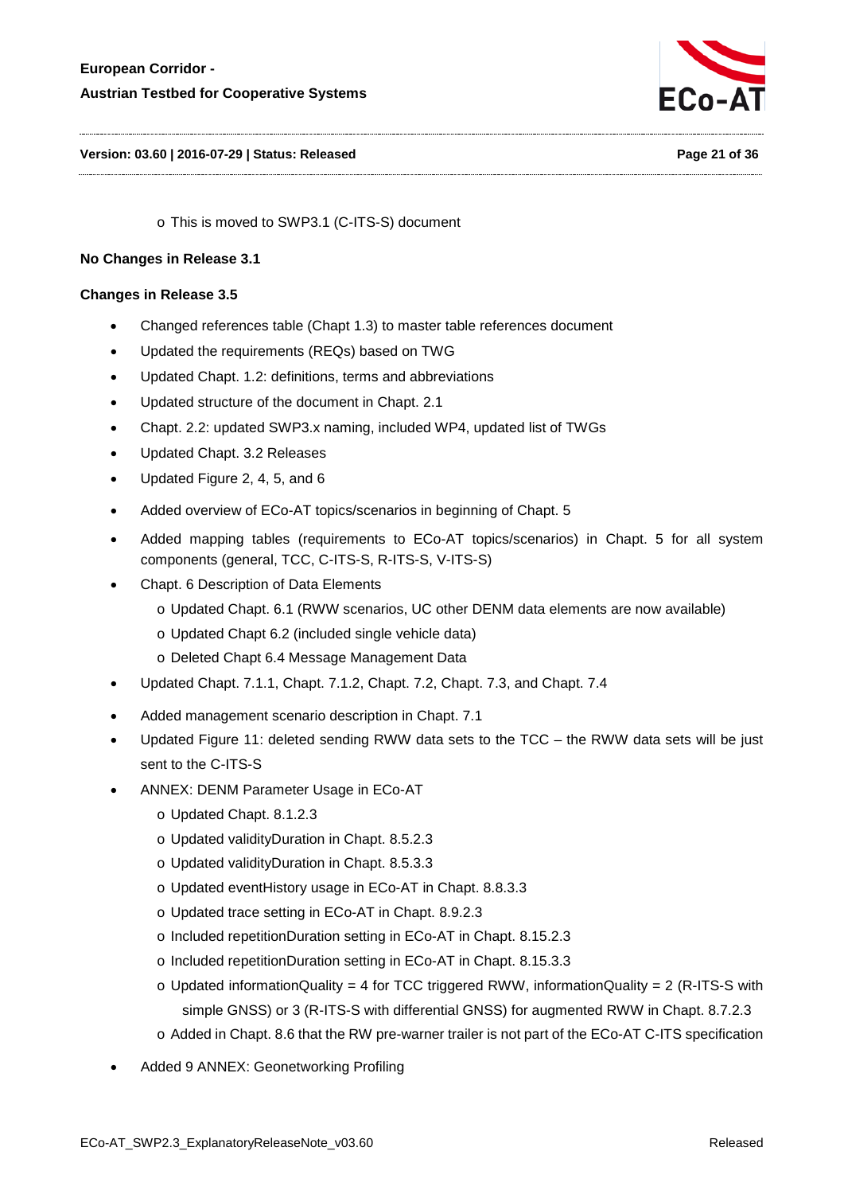- This is moved to SWP3.1 (C-ITS-S) document

**No Changes in Release 3.1**

**Changes in Release 3.5**

- Changed references table (Chapt 1.3) to master table references document
- Updated the requirements (REQs) based on TWG
- Updated Chapt. 1.2: definitions, terms and abbreviations
- Updated structure of the document in Chapt. 2.1
- Chapt. 2.2: updated SWP3.x naming, included WP4, updated list of TWGs
- Updated Chapt. 3.2 Releases
- Updated Figure 2, 4, 5, and 6
- Added overview of ECo-AT topics/scenarios in beginning of Chapt. 5
- Added mapping tables (requirements to ECo-AT topics/scenarios) in Chapt. 5 for all system components (general, TCC, C-ITS-S, R-ITS-S, V-ITS-S)
- Chapt. 6 Description of Data Elements
  - Updated Chapt. 6.1 (RWW scenarios, UC other DENM data elements are now available)
  - Updated Chapt 6.2 (included single vehicle data)
  - Deleted Chapt 6.4 Message Management Data
- Updated Chapt. 7.1.1, Chapt. 7.1.2, Chapt. 7.2, Chapt. 7.3, and Chapt. 7.4
- Added management scenario description in Chapt. 7.1
- Updated Figure 11: deleted sending RWW data sets to the TCC – the RWW data sets will be just sent to the C-ITS-S
- ANNEX: DENM Parameter Usage in ECo-AT
  - Updated Chapt. 8.1.2.3
  - Updated validityDuration in Chapt. 8.5.2.3
  - Updated validityDuration in Chapt. 8.5.3.3
  - Updated eventHistory usage in ECo-AT in Chapt. 8.8.3.3
  - Updated trace setting in ECo-AT in Chapt. 8.9.2.3
  - Included repetitionDuration setting in ECo-AT in Chapt. 8.15.2.3
  - Included repetitionDuration setting in ECo-AT in Chapt. 8.15.3.3
  - Updated informationQuality = 4 for TCC triggered RWW, informationQuality = 2 (R-ITS-S with simple GNSS) or 3 (R-ITS-S with differential GNSS) for augmented RWW in Chapt. 8.7.2.3
  - Added in Chapt. 8.6 that the RW pre-warner trailer is not part of the ECo-AT C-ITS specification
- Added 9 ANNEX: Geonetworking Profiling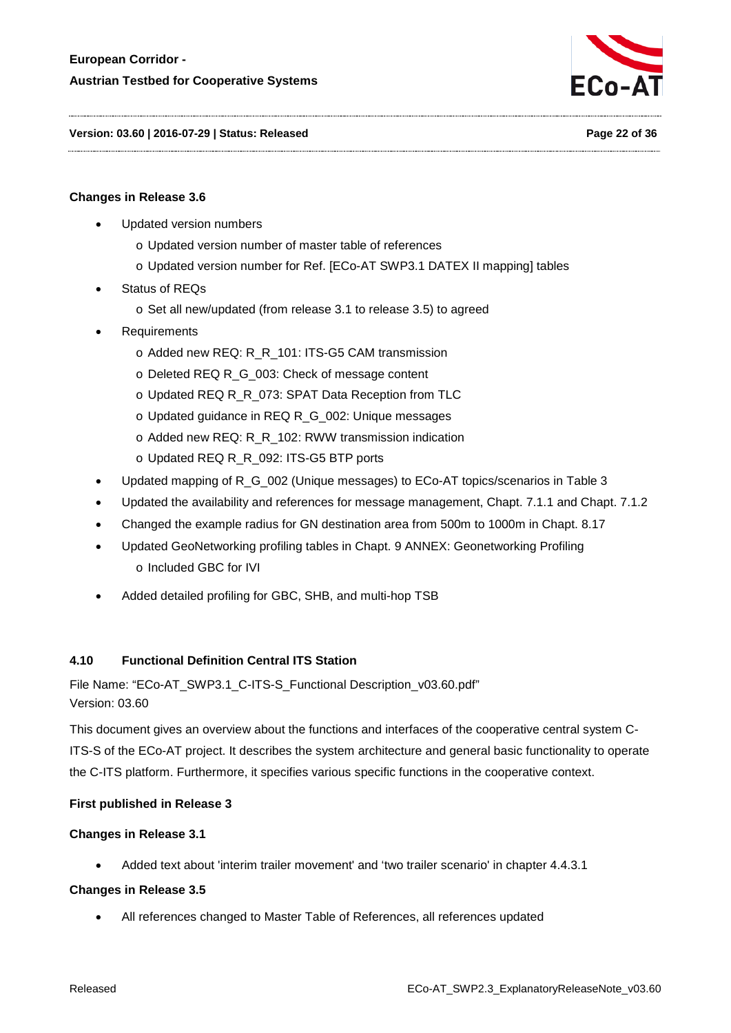**Changes in Release 3.6**

- Updated version numbers
    - Updated version number of master table of references
    - Updated version number for Ref. [ECo-AT SWP3.1 DATEX II mapping] tables
- Status of REQs
    - Set all new/updated (from release 3.1 to release 3.5) to agreed
- Requirements
    - Added new REQ: R_R_101: ITS-G5 CAM transmission
    - Deleted REQ R_G_003: Check of message content
    - Updated REQ R_R_073: SPAT Data Reception from TLC
    - Updated guidance in REQ R_G_002: Unique messages
    - Added new REQ: R_R_102: RWW transmission indication
    - Updated REQ R_R_092: ITS-G5 BTP ports
- Updated mapping of R_G_002 (Unique messages) to ECo-AT topics/scenarios in Table 3
- Updated the availability and references for message management, Chapt. 7.1.1 and Chapt. 7.1.2
- Changed the example radius for GN destination area from 500m to 1000m in Chapt. 8.17
- Updated GeoNetworking profiling tables in Chapt. 9 ANNEX: Geonetworking Profiling
    - Included GBC for IVI
- Added detailed profiling for GBC, SHB, and multi-hop TSB

### 4.10 Functional Definition Central ITS Station

File Name: “ECo-AT_SWP3.1_C-ITS-S_Functional Description_v03.60.pdf”
Version: 03.60

This document gives an overview about the functions and interfaces of the cooperative central system C-ITS-S of the ECo-AT project. It describes the system architecture and general basic functionality to operate the C-ITS platform. Furthermore, it specifies various specific functions in the cooperative context.

**First published in Release 3**

**Changes in Release 3.1**

- Added text about 'interim trailer movement' and ‘two trailer scenario' in chapter 4.4.3.1

**Changes in Release 3.5**

- All references changed to Master Table of References, all references updated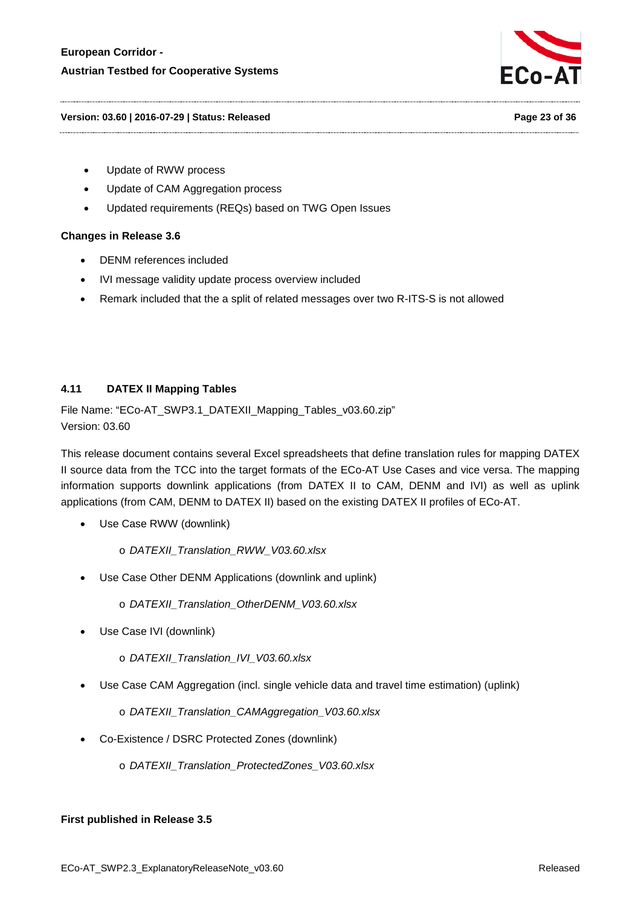- Update of RWW process
- Update of CAM Aggregation process
- Updated requirements (REQs) based on TWG Open Issues

**Changes in Release 3.6**

- DENM references included
- IVI message validity update process overview included
- Remark included that the a split of related messages over two R-ITS-S is not allowed

### 4.11 DATEX II Mapping Tables

File Name: "ECo-AT_SWP3.1_DATEXII_Mapping_Tables_v03.60.zip"
Version: 03.60

This release document contains several Excel spreadsheets that define translation rules for mapping DATEX II source data from the TCC into the target formats of the ECo-AT Use Cases and vice versa. The mapping information supports downlink applications (from DATEX II to CAM, DENM and IVI) as well as uplink applications (from CAM, DENM to DATEX II) based on the existing DATEX II profiles of ECo-AT.

- Use Case RWW (downlink)
  - *DATEXII_Translation_RWW_V03.60.xlsx*
- Use Case Other DENM Applications (downlink and uplink)
  - *DATEXII_Translation_OtherDENM_V03.60.xlsx*
- Use Case IVI (downlink)
  - *DATEXII_Translation_IVI_V03.60.xlsx*
- Use Case CAM Aggregation (incl. single vehicle data and travel time estimation) (uplink)
  - *DATEXII_Translation_CAMAggregation_V03.60.xlsx*
- Co-Existence / DSRC Protected Zones (downlink)
  - *DATEXII_Translation_ProtectedZones_V03.60.xlsx*

**First published in Release 3.5**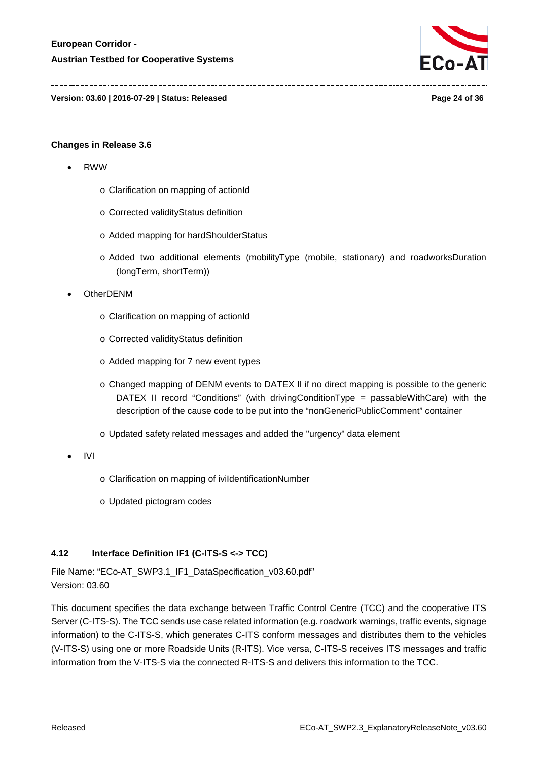**Changes in Release 3.6**

- RWW
  - Clarification on mapping of actionId
  - Corrected validityStatus definition
  - Added mapping for hardShoulderStatus
  - Added two additional elements (mobilityType (mobile, stationary) and roadworksDuration (longTerm, shortTerm))
- OtherDENM
  - Clarification on mapping of actionId
  - Corrected validityStatus definition
  - Added mapping for 7 new event types
  - Changed mapping of DENM events to DATEX II if no direct mapping is possible to the generic DATEX II record "Conditions" (with drivingConditionType = passableWithCare) with the description of the cause code to be put into the "nonGenericPublicComment" container
  - Updated safety related messages and added the "urgency" data element
- IVI
  - Clarification on mapping of iviIdentificationNumber
  - Updated pictogram codes

### 4.12 Interface Definition IF1 (C-ITS-S <-> TCC)

File Name: "ECo-AT_SWP3.1_IF1_DataSpecification_v03.60.pdf"
Version: 03.60

This document specifies the data exchange between Traffic Control Centre (TCC) and the cooperative ITS Server (C-ITS-S). The TCC sends use case related information (e.g. roadwork warnings, traffic events, signage information) to the C-ITS-S, which generates C-ITS conform messages and distributes them to the vehicles (V-ITS-S) using one or more Roadside Units (R-ITS). Vice versa, C-ITS-S receives ITS messages and traffic information from the V-ITS-S via the connected R-ITS-S and delivers this information to the TCC.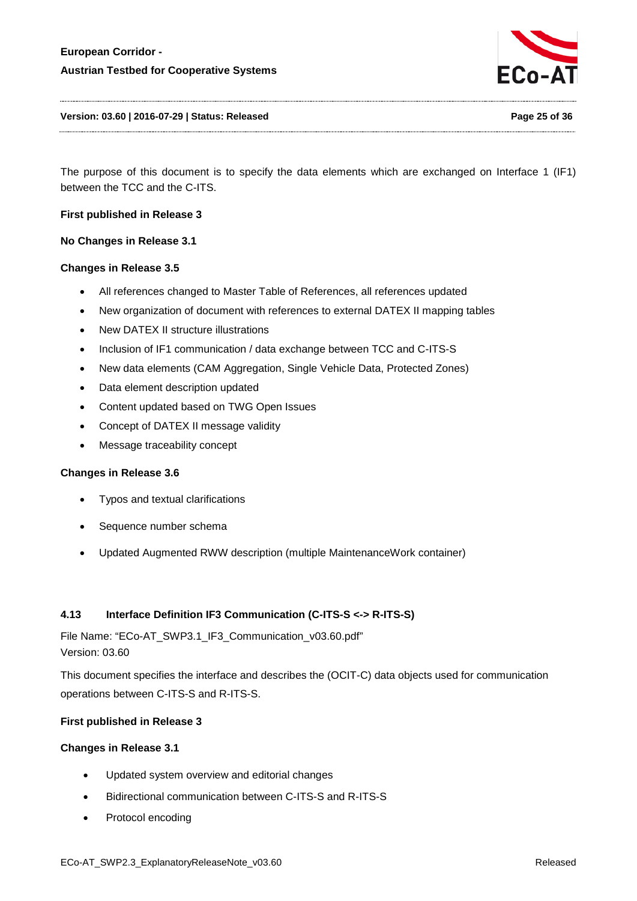The purpose of this document is to specify the data elements which are exchanged on Interface 1 (IF1) between the TCC and the C-ITS.

**First published in Release 3**

**No Changes in Release 3.1**

**Changes in Release 3.5**

- All references changed to Master Table of References, all references updated
- New organization of document with references to external DATEX II mapping tables
- New DATEX II structure illustrations
- Inclusion of IF1 communication / data exchange between TCC and C-ITS-S
- New data elements (CAM Aggregation, Single Vehicle Data, Protected Zones)
- Data element description updated
- Content updated based on TWG Open Issues
- Concept of DATEX II message validity
- Message traceability concept

**Changes in Release 3.6**

- Typos and textual clarifications
- Sequence number schema
- Updated Augmented RWW description (multiple MaintenanceWork container)

### 4.13 Interface Definition IF3 Communication (C-ITS-S <-> R-ITS-S)

File Name: "ECo-AT_SWP3.1_IF3_Communication_v03.60.pdf"
Version: 03.60

This document specifies the interface and describes the (OCIT-C) data objects used for communication operations between C-ITS-S and R-ITS-S.

**First published in Release 3**

**Changes in Release 3.1**

- Updated system overview and editorial changes
- Bidirectional communication between C-ITS-S and R-ITS-S
- Protocol encoding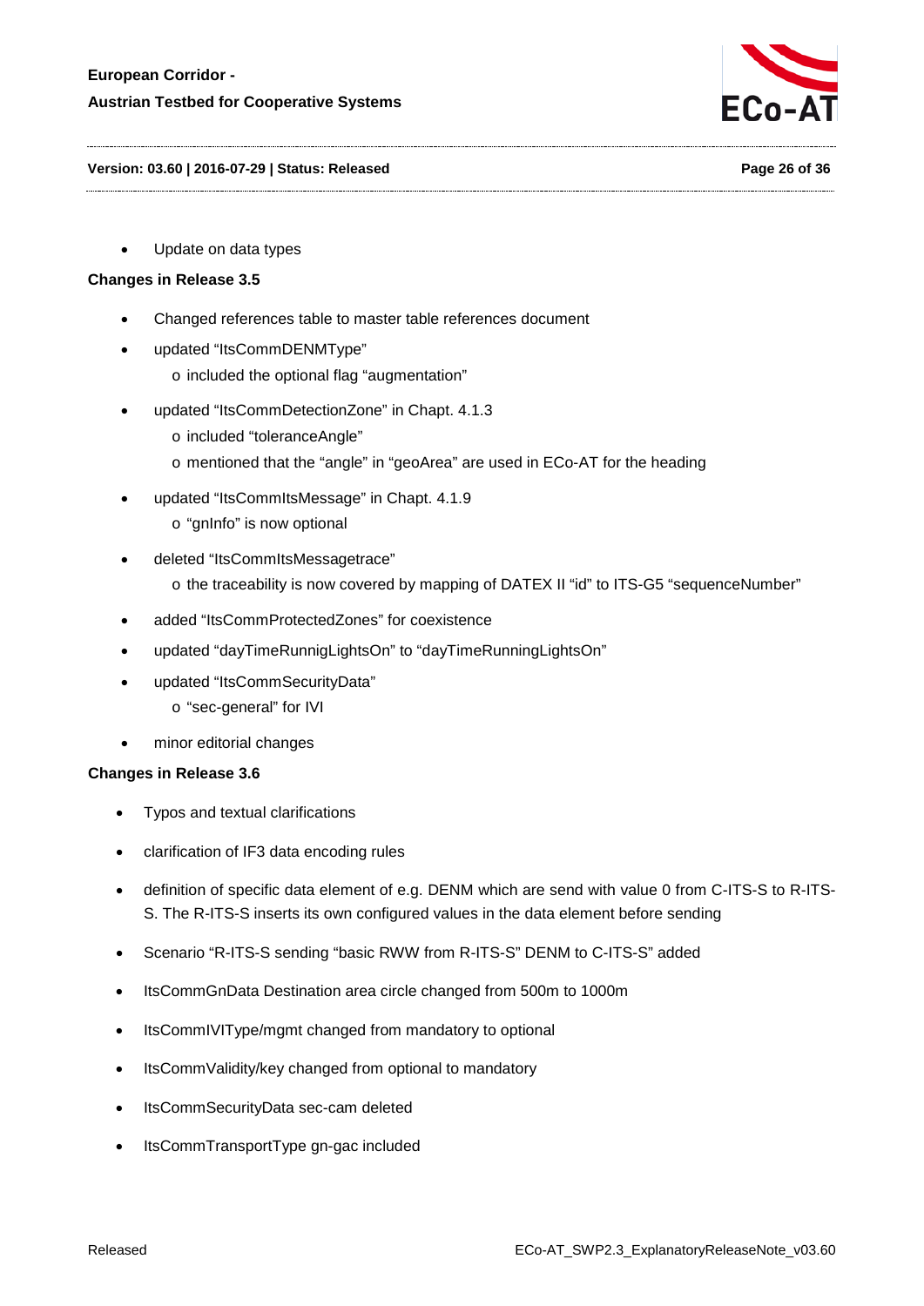- Update on data types

**Changes in Release 3.5**

- Changed references table to master table references document
- updated “ItsCommDENMType”
  - o included the optional flag “augmentation”
- updated “ItsCommDetectionZone” in Chapt. 4.1.3
  - o included “toleranceAngle”
  - o mentioned that the “angle” in “geoArea” are used in ECo-AT for the heading
- updated “ItsCommItsMessage” in Chapt. 4.1.9
  - o “gnInfo” is now optional
- deleted “ItsCommItsMessagetrace”
  - o the traceability is now covered by mapping of DATEX II “id” to ITS-G5 “sequenceNumber”
- added “ItsCommProtectedZones” for coexistence
- updated “dayTimeRunnigLightsOn” to “dayTimeRunningLightsOn”
- updated “ItsCommSecurityData”
  - o “sec-general” for IVI
- minor editorial changes

**Changes in Release 3.6**

- Typos and textual clarifications
- clarification of IF3 data encoding rules
- definition of specific data element of e.g. DENM which are send with value 0 from C-ITS-S to R-ITS-S. The R-ITS-S inserts its own configured values in the data element before sending
- Scenario “R-ITS-S sending “basic RWW from R-ITS-S” DENM to C-ITS-S” added
- ItsCommGnData Destination area circle changed from 500m to 1000m
- ItsCommIVIType/mgmt changed from mandatory to optional
- ItsCommValidity/key changed from optional to mandatory
- ItsCommSecurityData sec-cam deleted
- ItsCommTransportType gn-gac included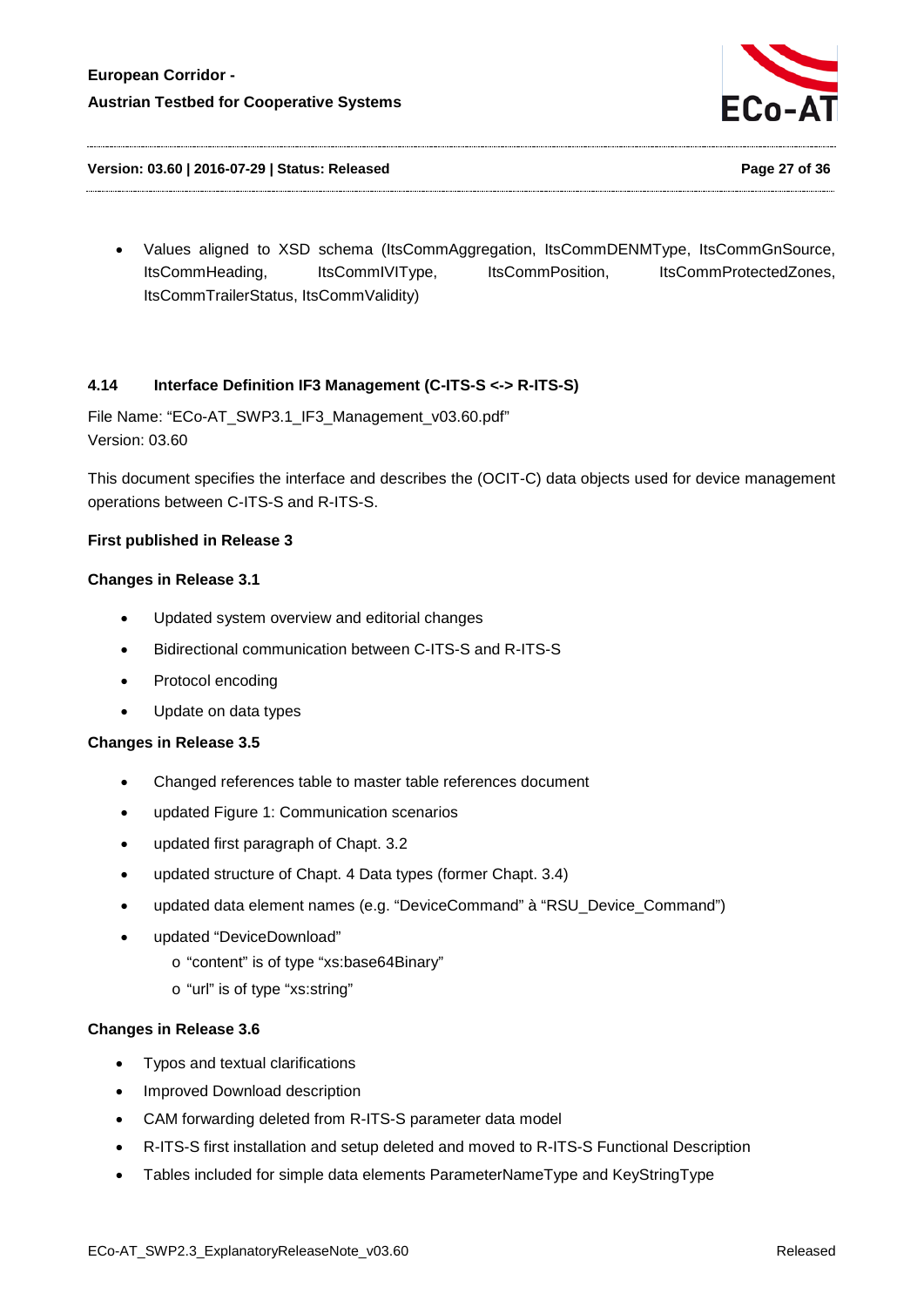- Values aligned to XSD schema (ItsCommAggregation, ItsCommDENMType, ItsCommGnSource, ItsCommHeading, ItsCommIVIType, ItsCommPosition, ItsCommProtectedZones, ItsCommTrailerStatus, ItsCommValidity)

### 4.14 Interface Definition IF3 Management (C-ITS-S <-> R-ITS-S)

File Name: "ECo-AT_SWP3.1_IF3_Management_v03.60.pdf"
Version: 03.60

This document specifies the interface and describes the (OCIT-C) data objects used for device management operations between C-ITS-S and R-ITS-S.

**First published in Release 3**

**Changes in Release 3.1**

- Updated system overview and editorial changes
- Bidirectional communication between C-ITS-S and R-ITS-S
- Protocol encoding
- Update on data types

**Changes in Release 3.5**

- Changed references table to master table references document
- updated Figure 1: Communication scenarios
- updated first paragraph of Chapt. 3.2
- updated structure of Chapt. 4 Data types (former Chapt. 3.4)
- updated data element names (e.g. "DeviceCommand" à "RSU_Device_Command")
- updated "DeviceDownload"
  - "content" is of type "xs:base64Binary"
  - "url" is of type "xs:string"

**Changes in Release 3.6**

- Typos and textual clarifications
- Improved Download description
- CAM forwarding deleted from R-ITS-S parameter data model
- R-ITS-S first installation and setup deleted and moved to R-ITS-S Functional Description
- Tables included for simple data elements ParameterNameType and KeyStringType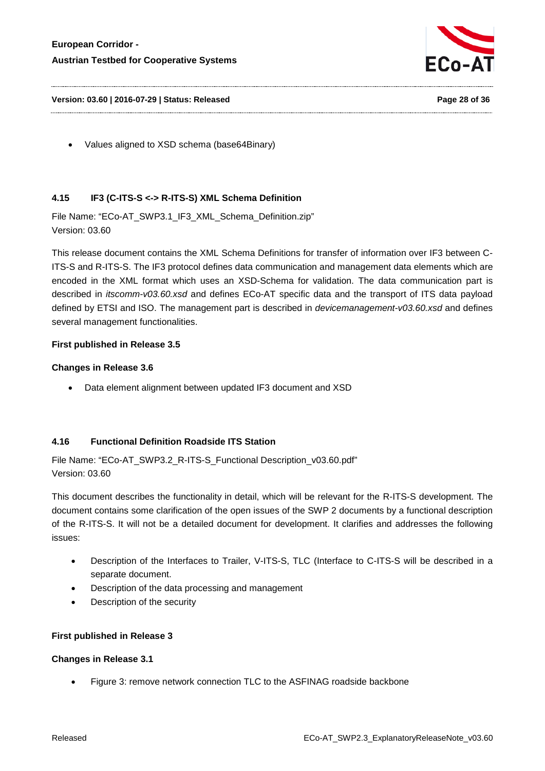- Values aligned to XSD schema (base64Binary)

### 4.15 IF3 (C-ITS-S <-> R-ITS-S) XML Schema Definition

File Name: "ECo-AT_SWP3.1_IF3_XML_Schema_Definition.zip"
Version: 03.60

This release document contains the XML Schema Definitions for transfer of information over IF3 between C-ITS-S and R-ITS-S. The IF3 protocol defines data communication and management data elements which are encoded in the XML format which uses an XSD-Schema for validation. The data communication part is described in *itscomm-v03.60.xsd* and defines ECo-AT specific data and the transport of ITS data payload defined by ETSI and ISO. The management part is described in *devicemanagement-v03.60.xsd* and defines several management functionalities.

**First published in Release 3.5**

**Changes in Release 3.6**

- Data element alignment between updated IF3 document and XSD

### 4.16 Functional Definition Roadside ITS Station

File Name: "ECo-AT_SWP3.2_R-ITS-S_Functional Description_v03.60.pdf"
Version: 03.60

This document describes the functionality in detail, which will be relevant for the R-ITS-S development. The document contains some clarification of the open issues of the SWP 2 documents by a functional description of the R-ITS-S. It will not be a detailed document for development. It clarifies and addresses the following issues:

- Description of the Interfaces to Trailer, V-ITS-S, TLC (Interface to C-ITS-S will be described in a separate document.
- Description of the data processing and management
- Description of the security

**First published in Release 3**

**Changes in Release 3.1**

- Figure 3: remove network connection TLC to the ASFINAG roadside backbone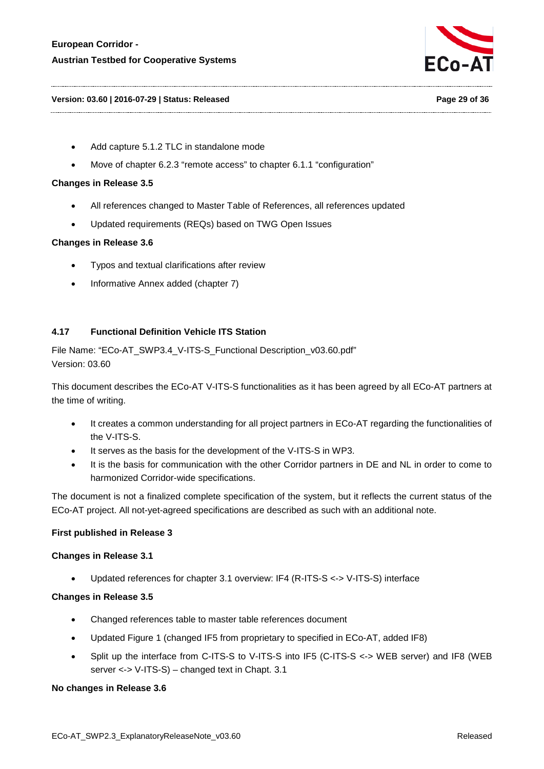- Add capture 5.1.2 TLC in standalone mode
- Move of chapter 6.2.3 “remote access” to chapter 6.1.1 “configuration”

**Changes in Release 3.5**

- All references changed to Master Table of References, all references updated
- Updated requirements (REQs) based on TWG Open Issues

**Changes in Release 3.6**

- Typos and textual clarifications after review
- Informative Annex added (chapter 7)

## 4.17 Functional Definition Vehicle ITS Station

File Name: “ECo-AT_SWP3.4_V-ITS-S_Functional Description_v03.60.pdf”
Version: 03.60

This document describes the ECo-AT V-ITS-S functionalities as it has been agreed by all ECo-AT partners at the time of writing.

- It creates a common understanding for all project partners in ECo-AT regarding the functionalities of the V-ITS-S.
- It serves as the basis for the development of the V-ITS-S in WP3.
- It is the basis for communication with the other Corridor partners in DE and NL in order to come to harmonized Corridor-wide specifications.

The document is not a finalized complete specification of the system, but it reflects the current status of the ECo-AT project. All not-yet-agreed specifications are described as such with an additional note.

**First published in Release 3**

**Changes in Release 3.1**

- Updated references for chapter 3.1 overview: IF4 (R-ITS-S <-> V-ITS-S) interface

**Changes in Release 3.5**

- Changed references table to master table references document
- Updated Figure 1 (changed IF5 from proprietary to specified in ECo-AT, added IF8)
- Split up the interface from C-ITS-S to V-ITS-S into IF5 (C-ITS-S <-> WEB server) and IF8 (WEB server <-> V-ITS-S) – changed text in Chapt. 3.1

**No changes in Release 3.6**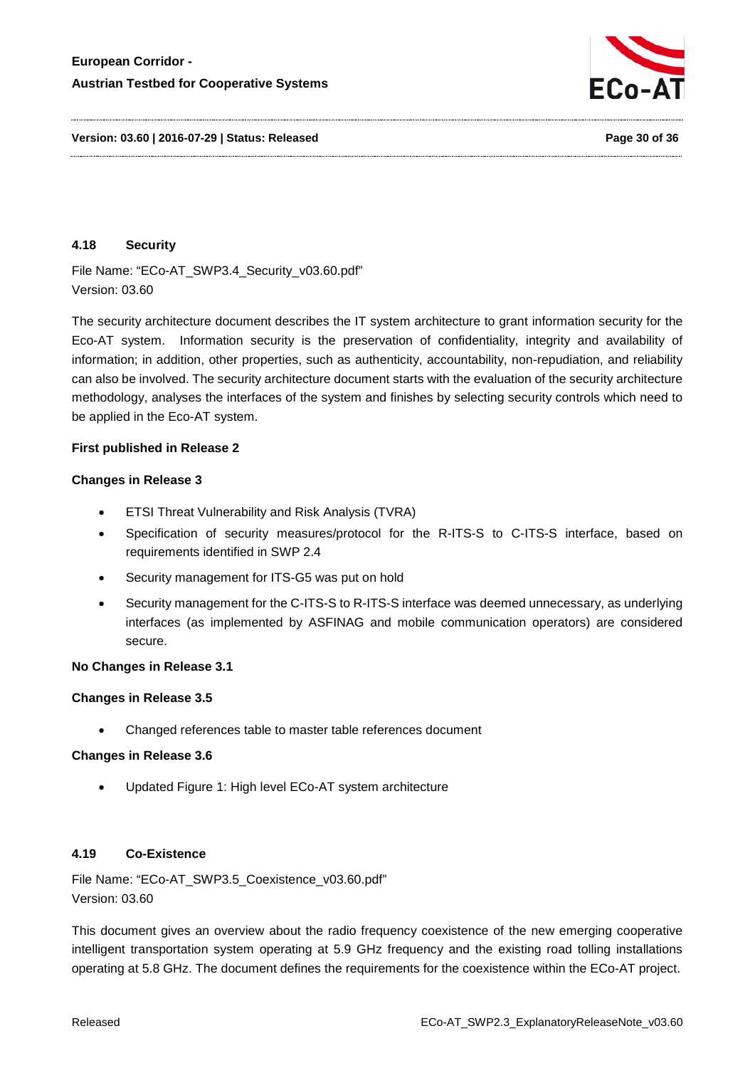### 4.18 Security

File Name: "ECo-AT_SWP3.4_Security_v03.60.pdf"
Version: 03.60

The security architecture document describes the IT system architecture to grant information security for the Eco-AT system. Information security is the preservation of confidentiality, integrity and availability of information; in addition, other properties, such as authenticity, accountability, non-repudiation, and reliability can also be involved. The security architecture document starts with the evaluation of the security architecture methodology, analyses the interfaces of the system and finishes by selecting security controls which need to be applied in the Eco-AT system.

**First published in Release 2**

**Changes in Release 3**

- ETSI Threat Vulnerability and Risk Analysis (TVRA)
- Specification of security measures/protocol for the R-ITS-S to C-ITS-S interface, based on requirements identified in SWP 2.4
- Security management for ITS-G5 was put on hold
- Security management for the C-ITS-S to R-ITS-S interface was deemed unnecessary, as underlying interfaces (as implemented by ASFINAG and mobile communication operators) are considered secure.

**No Changes in Release 3.1**

**Changes in Release 3.5**

- Changed references table to master table references document

**Changes in Release 3.6**

- Updated Figure 1: High level ECo-AT system architecture

### 4.19 Co-Existence

File Name: "ECo-AT_SWP3.5_Coexistence_v03.60.pdf"
Version: 03.60

This document gives an overview about the radio frequency coexistence of the new emerging cooperative intelligent transportation system operating at 5.9 GHz frequency and the existing road tolling installations operating at 5.8 GHz. The document defines the requirements for the coexistence within the ECo-AT project.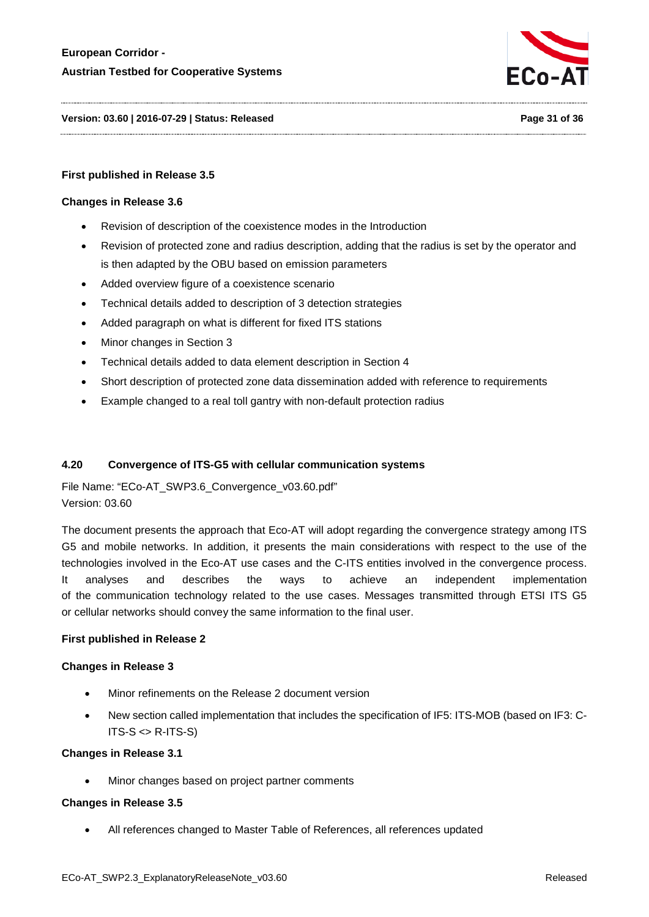**First published in Release 3.5**

**Changes in Release 3.6**

- Revision of description of the coexistence modes in the Introduction
- Revision of protected zone and radius description, adding that the radius is set by the operator and is then adapted by the OBU based on emission parameters
- Added overview figure of a coexistence scenario
- Technical details added to description of 3 detection strategies
- Added paragraph on what is different for fixed ITS stations
- Minor changes in Section 3
- Technical details added to data element description in Section 4
- Short description of protected zone data dissemination added with reference to requirements
- Example changed to a real toll gantry with non-default protection radius

## 4.20 Convergence of ITS-G5 with cellular communication systems

File Name: "ECo-AT_SWP3.6_Convergence_v03.60.pdf"
Version: 03.60

The document presents the approach that Eco-AT will adopt regarding the convergence strategy among ITS G5 and mobile networks. In addition, it presents the main considerations with respect to the use of the technologies involved in the Eco-AT use cases and the C-ITS entities involved in the convergence process. It analyses and describes the ways to achieve an independent implementation of the communication technology related to the use cases. Messages transmitted through ETSI ITS G5 or cellular networks should convey the same information to the final user.

**First published in Release 2**

**Changes in Release 3**

- Minor refinements on the Release 2 document version
- New section called implementation that includes the specification of IF5: ITS-MOB (based on IF3: C-ITS-S <> R-ITS-S)

**Changes in Release 3.1**

- Minor changes based on project partner comments

**Changes in Release 3.5**

- All references changed to Master Table of References, all references updated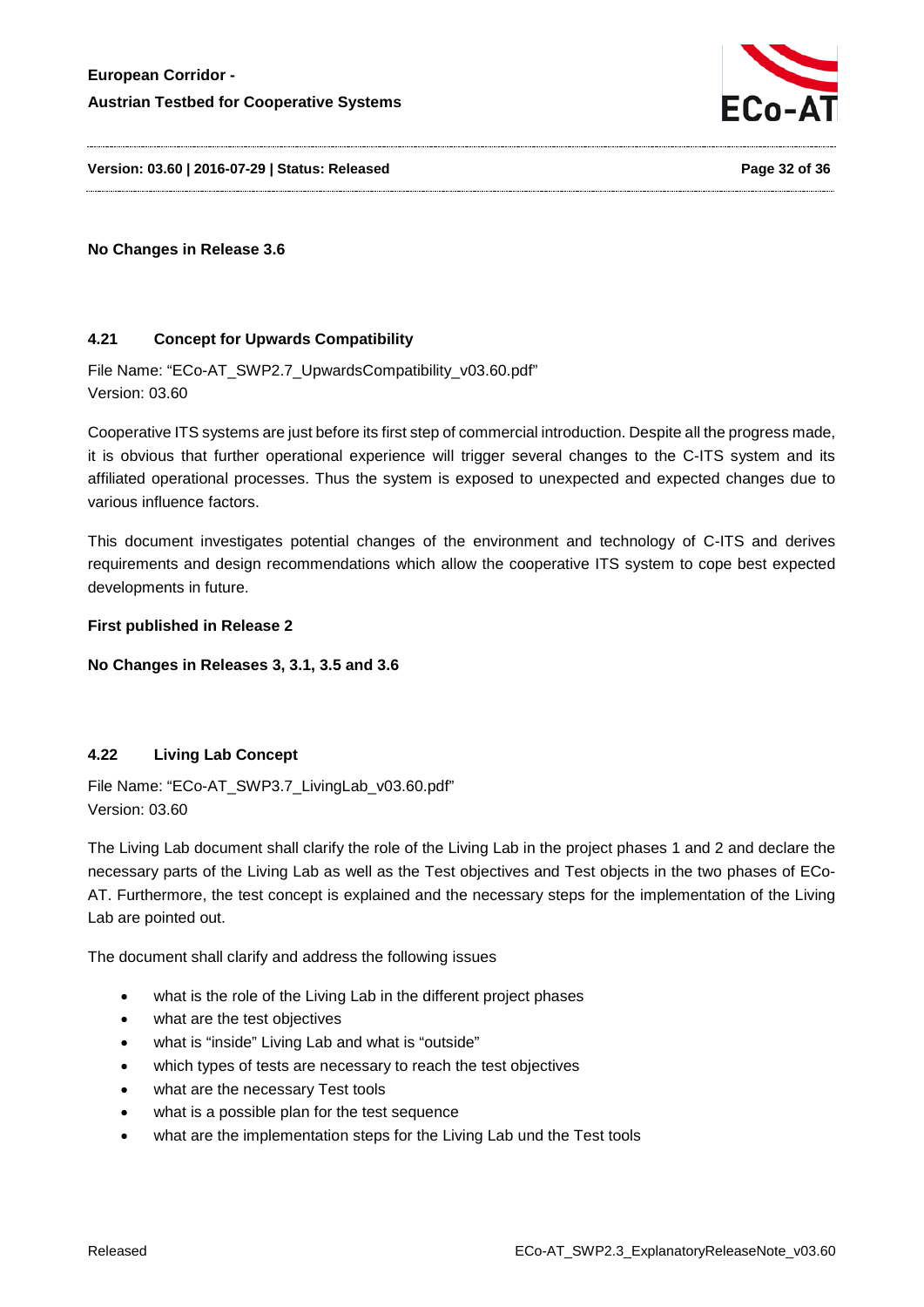**No Changes in Release 3.6**

### 4.21 Concept for Upwards Compatibility

File Name: "ECo-AT_SWP2.7_UpwardsCompatibility_v03.60.pdf"
Version: 03.60

Cooperative ITS systems are just before its first step of commercial introduction. Despite all the progress made, it is obvious that further operational experience will trigger several changes to the C-ITS system and its affiliated operational processes. Thus the system is exposed to unexpected and expected changes due to various influence factors.

This document investigates potential changes of the environment and technology of C-ITS and derives requirements and design recommendations which allow the cooperative ITS system to cope best expected developments in future.

**First published in Release 2**

**No Changes in Releases 3, 3.1, 3.5 and 3.6**

### 4.22 Living Lab Concept

File Name: "ECo-AT_SWP3.7_LivingLab_v03.60.pdf"
Version: 03.60

The Living Lab document shall clarify the role of the Living Lab in the project phases 1 and 2 and declare the necessary parts of the Living Lab as well as the Test objectives and Test objects in the two phases of ECo-AT. Furthermore, the test concept is explained and the necessary steps for the implementation of the Living Lab are pointed out.

The document shall clarify and address the following issues

- what is the role of the Living Lab in the different project phases
- what are the test objectives
- what is "inside" Living Lab and what is "outside"
- which types of tests are necessary to reach the test objectives
- what are the necessary Test tools
- what is a possible plan for the test sequence
- what are the implementation steps for the Living Lab und the Test tools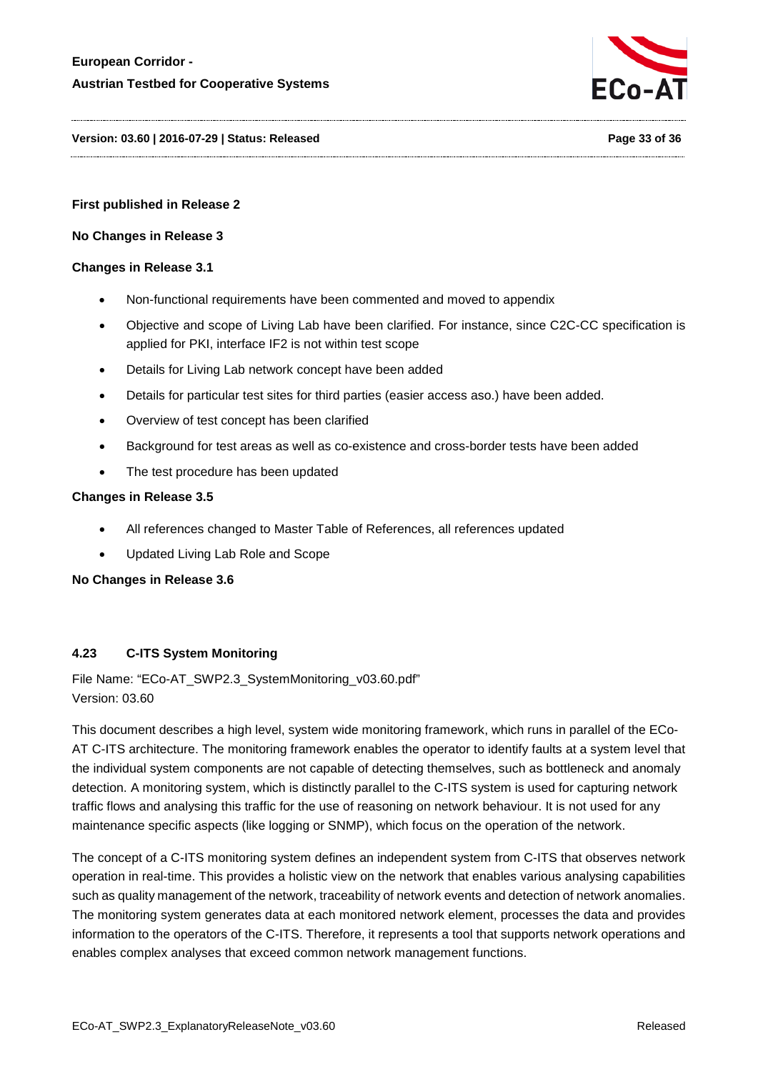**First published in Release 2**

**No Changes in Release 3**

**Changes in Release 3.1**

- Non-functional requirements have been commented and moved to appendix
- Objective and scope of Living Lab have been clarified. For instance, since C2C-CC specification is applied for PKI, interface IF2 is not within test scope
- Details for Living Lab network concept have been added
- Details for particular test sites for third parties (easier access aso.) have been added.
- Overview of test concept has been clarified
- Background for test areas as well as co-existence and cross-border tests have been added
- The test procedure has been updated

**Changes in Release 3.5**

- All references changed to Master Table of References, all references updated
- Updated Living Lab Role and Scope

**No Changes in Release 3.6**

### 4.23 C-ITS System Monitoring

File Name: "ECo-AT_SWP2.3_SystemMonitoring_v03.60.pdf"
Version: 03.60

This document describes a high level, system wide monitoring framework, which runs in parallel of the ECo-AT C-ITS architecture. The monitoring framework enables the operator to identify faults at a system level that the individual system components are not capable of detecting themselves, such as bottleneck and anomaly detection. A monitoring system, which is distinctly parallel to the C-ITS system is used for capturing network traffic flows and analysing this traffic for the use of reasoning on network behaviour. It is not used for any maintenance specific aspects (like logging or SNMP), which focus on the operation of the network.

The concept of a C-ITS monitoring system defines an independent system from C-ITS that observes network operation in real-time. This provides a holistic view on the network that enables various analysing capabilities such as quality management of the network, traceability of network events and detection of network anomalies. The monitoring system generates data at each monitored network element, processes the data and provides information to the operators of the C-ITS. Therefore, it represents a tool that supports network operations and enables complex analyses that exceed common network management functions.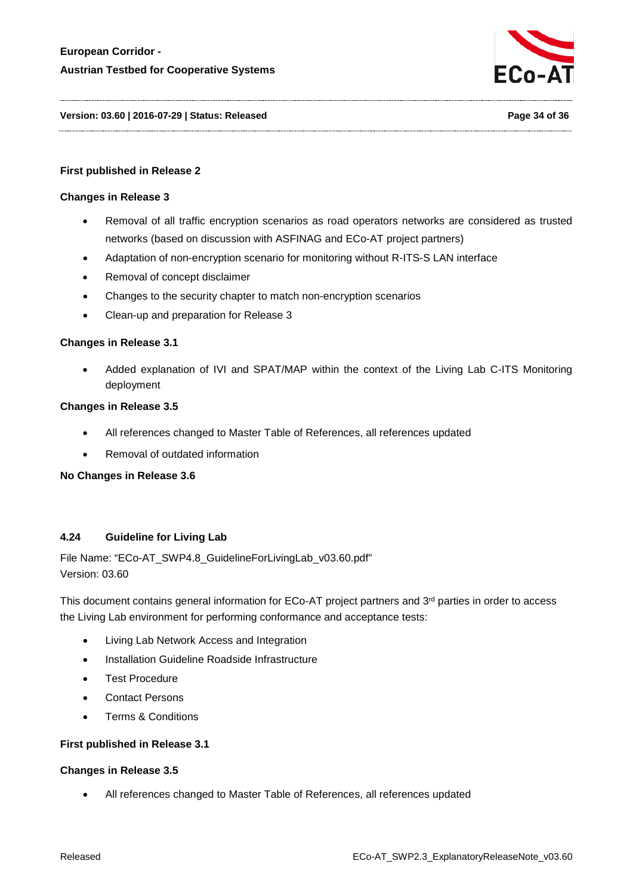**First published in Release 2**

**Changes in Release 3**

- Removal of all traffic encryption scenarios as road operators networks are considered as trusted networks (based on discussion with ASFINAG and ECo-AT project partners)
- Adaptation of non-encryption scenario for monitoring without R-ITS-S LAN interface
- Removal of concept disclaimer
- Changes to the security chapter to match non-encryption scenarios
- Clean-up and preparation for Release 3

**Changes in Release 3.1**

- Added explanation of IVI and SPAT/MAP within the context of the Living Lab C-ITS Monitoring deployment

**Changes in Release 3.5**

- All references changed to Master Table of References, all references updated
- Removal of outdated information

**No Changes in Release 3.6**

### 4.24 Guideline for Living Lab

File Name: "ECo-AT_SWP4.8_GuidelineForLivingLab_v03.60.pdf"
Version: 03.60

This document contains general information for ECo-AT project partners and 3rd parties in order to access the Living Lab environment for performing conformance and acceptance tests:

- Living Lab Network Access and Integration
- Installation Guideline Roadside Infrastructure
- Test Procedure
- Contact Persons
- Terms & Conditions

**First published in Release 3.1**

**Changes in Release 3.5**

- All references changed to Master Table of References, all references updated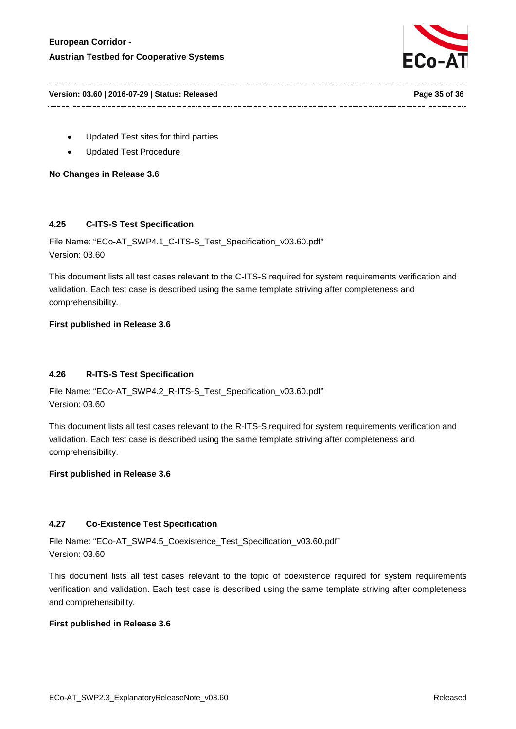- Updated Test sites for third parties
- Updated Test Procedure

**No Changes in Release 3.6**

### 4.25 C-ITS-S Test Specification

File Name: "ECo-AT_SWP4.1_C-ITS-S_Test_Specification_v03.60.pdf"
Version: 03.60

This document lists all test cases relevant to the C-ITS-S required for system requirements verification and validation. Each test case is described using the same template striving after completeness and comprehensibility.

**First published in Release 3.6**

### 4.26 R-ITS-S Test Specification

File Name: "ECo-AT_SWP4.2_R-ITS-S_Test_Specification_v03.60.pdf"
Version: 03.60

This document lists all test cases relevant to the R-ITS-S required for system requirements verification and validation. Each test case is described using the same template striving after completeness and comprehensibility.

**First published in Release 3.6**

### 4.27 Co-Existence Test Specification

File Name: "ECo-AT_SWP4.5_Coexistence_Test_Specification_v03.60.pdf"
Version: 03.60

This document lists all test cases relevant to the topic of coexistence required for system requirements verification and validation. Each test case is described using the same template striving after completeness and comprehensibility.

**First published in Release 3.6**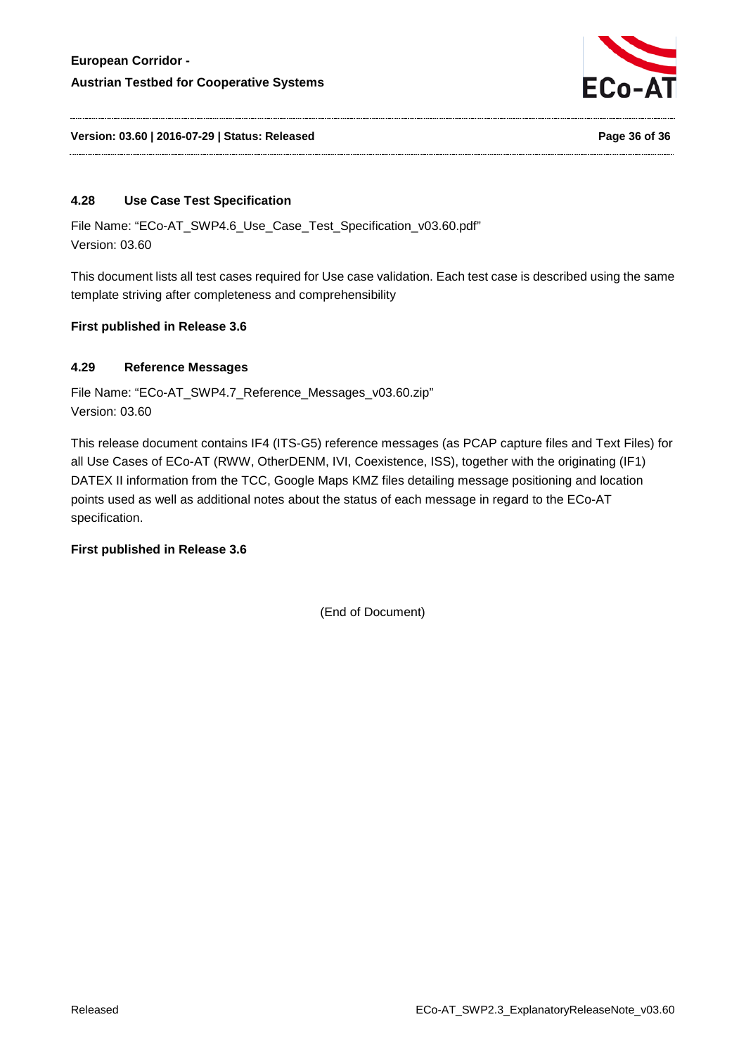### 4.28 Use Case Test Specification

File Name: "ECo-AT_SWP4.6_Use_Case_Test_Specification_v03.60.pdf"
Version: 03.60

This document lists all test cases required for Use case validation. Each test case is described using the same template striving after completeness and comprehensibility

**First published in Release 3.6**

### 4.29 Reference Messages

File Name: "ECo-AT_SWP4.7_Reference_Messages_v03.60.zip"
Version: 03.60

This release document contains IF4 (ITS-G5) reference messages (as PCAP capture files and Text Files) for all Use Cases of ECo-AT (RWW, OtherDENM, IVI, Coexistence, ISS), together with the originating (IF1) DATEX II information from the TCC, Google Maps KMZ files detailing message positioning and location points used as well as additional notes about the status of each message in regard to the ECo-AT specification.

**First published in Release 3.6**

(End of Document)